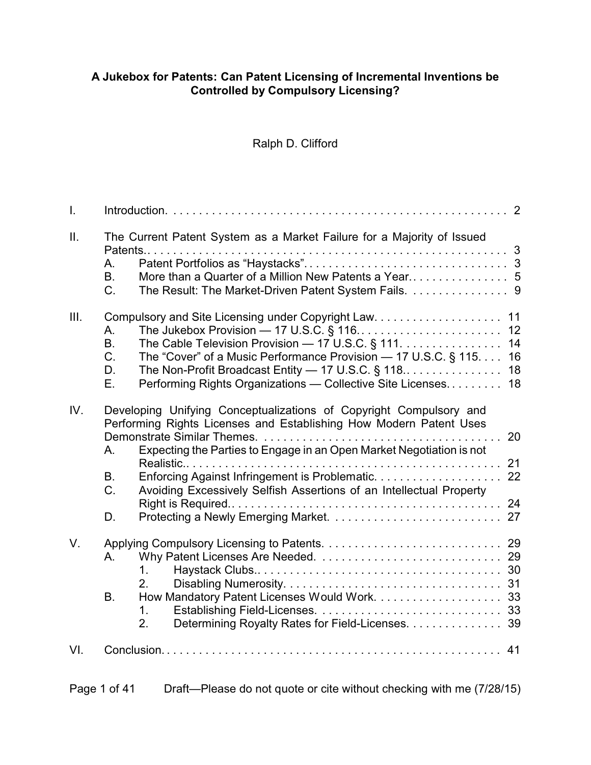# A Jukebox for Patents: Can Patent Licensing of Incremental Inventions be Controlled by Compulsory Licensing?

Ralph D. Clifford

| | | | |
|---|---|---|---|
| I. | Introduction | | 2 |
| II. | The Current Patent System as a Market Failure for a Majority of Issued Patents. | | 3 |
| | A. | Patent Portfolios as "Haystacks" | 3 |
| | B. | More than a Quarter of a Million New Patents a Year. | 5 |
| | C. | The Result: The Market-Driven Patent System Fails. | 9 |
| III. | Compulsory and Site Licensing under Copyright Law. | | 11 |
| | A. | The Jukebox Provision — 17 U.S.C. § 116. | 12 |
| | B. | The Cable Television Provision — 17 U.S.C. § 111. | 14 |
| | C. | The "Cover" of a Music Performance Provision — 17 U.S.C. § 115. | 16 |
| | D. | The Non-Profit Broadcast Entity — 17 U.S.C. § 118. | 18 |
| | E. | Performing Rights Organizations — Collective Site Licenses. | 18 |
| IV. | Developing Unifying Conceptualizations of Copyright Compulsory and Performing Rights Licenses and Establishing How Modern Patent Uses Demonstrate Similar Themes. | | 20 |
| | A. | Expecting the Parties to Engage in an Open Market Negotiation is not Realistic. | 21 |
| | B. | Enforcing Against Infringement is Problematic. | 22 |
| | C. | Avoiding Excessively Selfish Assertions of an Intellectual Property Right is Required. | 24 |
| | D. | Protecting a Newly Emerging Market. | 27 |
| V. | Applying Compulsory Licensing to Patents. | | 29 |
| | A. | Why Patent Licenses Are Needed. | 29 |
| | | 1. Haystack Clubs. | 30 |
| | | 2. Disabling Numerosity. | 31 |
| | B. | How Mandatory Patent Licenses Would Work. | 33 |
| | | 1. Establishing Field-Licenses. | 33 |
| | | 2. Determining Royalty Rates for Field-Licenses. | 39 |
| VI. | Conclusion. | | 41 |

Draft—Please do not quote or cite without checking with me (7/28/15)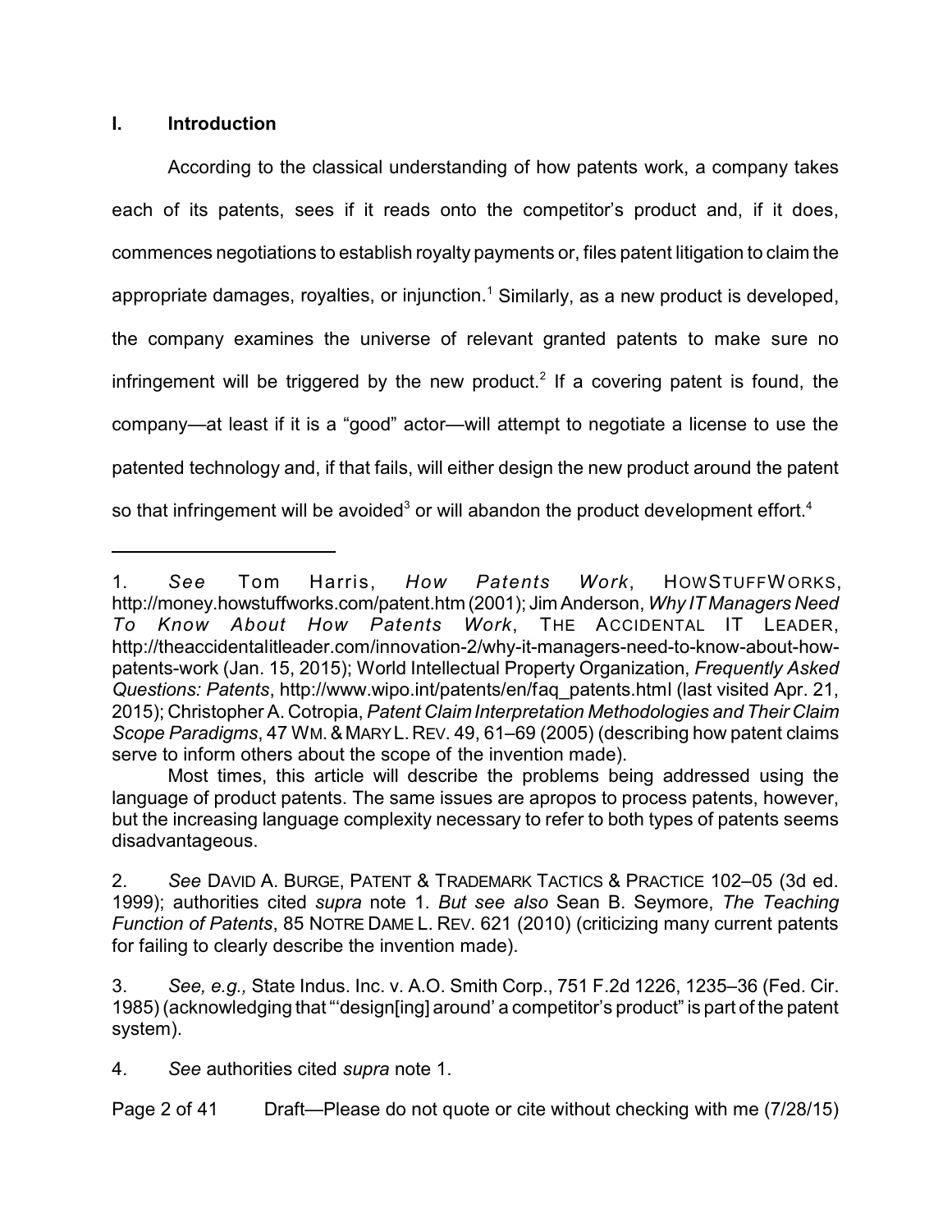## I. Introduction

According to the classical understanding of how patents work, a company takes each of its patents, sees if it reads onto the competitor's product and, if it does, commences negotiations to establish royalty payments or, files patent litigation to claim the appropriate damages, royalties, or injunction.[1] Similarly, as a new product is developed, the company examines the universe of relevant granted patents to make sure no infringement will be triggered by the new product.[2] If a covering patent is found, the company—at least if it is a "good" actor—will attempt to negotiate a license to use the patented technology and, if that fails, will either design the new product around the patent so that infringement will be avoided[3] or will abandon the product development effort.[4]

---

1. *See* Tom Harris, *How Patents Work*, HOWSTUFFWORKS, http://money.howstuffworks.com/patent.htm (2001); Jim Anderson, *Why IT Managers Need To Know About How Patents Work*, THE ACCIDENTAL IT LEADER, http://theaccidentalitleader.com/innovation-2/why-it-managers-need-to-know-about-how-patents-work (Jan. 15, 2015); World Intellectual Property Organization, *Frequently Asked Questions: Patents*, http://www.wipo.int/patents/en/faq_patents.html (last visited Apr. 21, 2015); Christopher A. Cotropia, *Patent Claim Interpretation Methodologies and Their Claim Scope Paradigms*, 47 WM. & MARY L. REV. 49, 61–69 (2005) (describing how patent claims serve to inform others about the scope of the invention made).

   Most times, this article will describe the problems being addressed using the language of product patents. The same issues are apropos to process patents, however, but the increasing language complexity necessary to refer to both types of patents seems disadvantageous.

2. *See* DAVID A. BURGE, PATENT & TRADEMARK TACTICS & PRACTICE 102–05 (3d ed. 1999); authorities cited *supra* note 1. *But see also* Sean B. Seymore, *The Teaching Function of Patents*, 85 NOTRE DAME L. REV. 621 (2010) (criticizing many current patents for failing to clearly describe the invention made).

3. *See, e.g.,* State Indus. Inc. v. A.O. Smith Corp., 751 F.2d 1226, 1235–36 (Fed. Cir. 1985) (acknowledging that "'design[ing] around' a competitor's product" is part of the patent system).

4. *See* authorities cited *supra* note 1.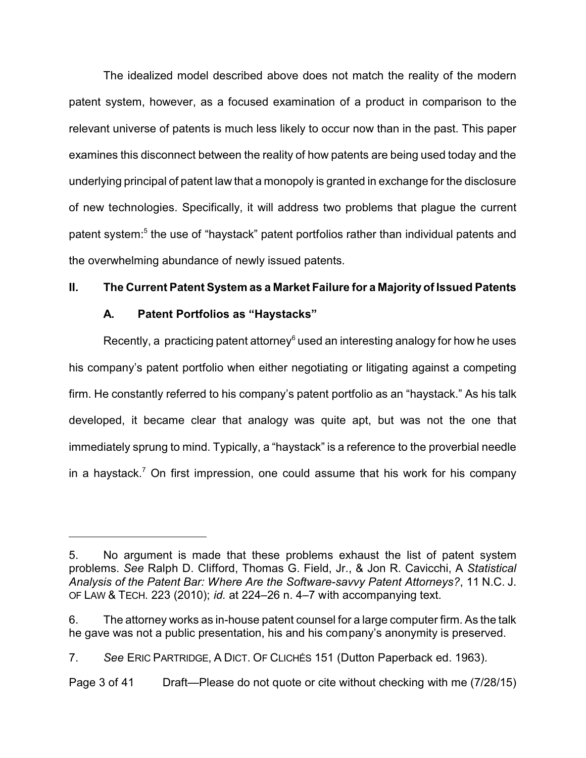The idealized model described above does not match the reality of the modern patent system, however, as a focused examination of a product in comparison to the relevant universe of patents is much less likely to occur now than in the past. This paper examines this disconnect between the reality of how patents are being used today and the underlying principal of patent law that a monopoly is granted in exchange for the disclosure of new technologies. Specifically, it will address two problems that plague the current patent system:[5] the use of "haystack" patent portfolios rather than individual patents and the overwhelming abundance of newly issued patents.

## II. The Current Patent System as a Market Failure for a Majority of Issued Patents

### A. Patent Portfolios as "Haystacks"

Recently, a practicing patent attorney[6] used an interesting analogy for how he uses his company's patent portfolio when either negotiating or litigating against a competing firm. He constantly referred to his company's patent portfolio as an "haystack." As his talk developed, it became clear that analogy was quite apt, but was not the one that immediately sprung to mind. Typically, a "haystack" is a reference to the proverbial needle in a haystack.[7] On first impression, one could assume that his work for his company

---

5. No argument is made that these problems exhaust the list of patent system problems. *See* Ralph D. Clifford, Thomas G. Field, Jr., & Jon R. Cavicchi, A *Statistical Analysis of the Patent Bar: Where Are the Software-savvy Patent Attorneys?*, 11 N.C. J. OF LAW & TECH. 223 (2010); *id.* at 224–26 n. 4–7 with accompanying text.

6. The attorney works as in-house patent counsel for a large computer firm. As the talk he gave was not a public presentation, his and his company's anonymity is preserved.

7. *See* ERIC PARTRIDGE, A DICT. OF CLICHÉS 151 (Dutton Paperback ed. 1963).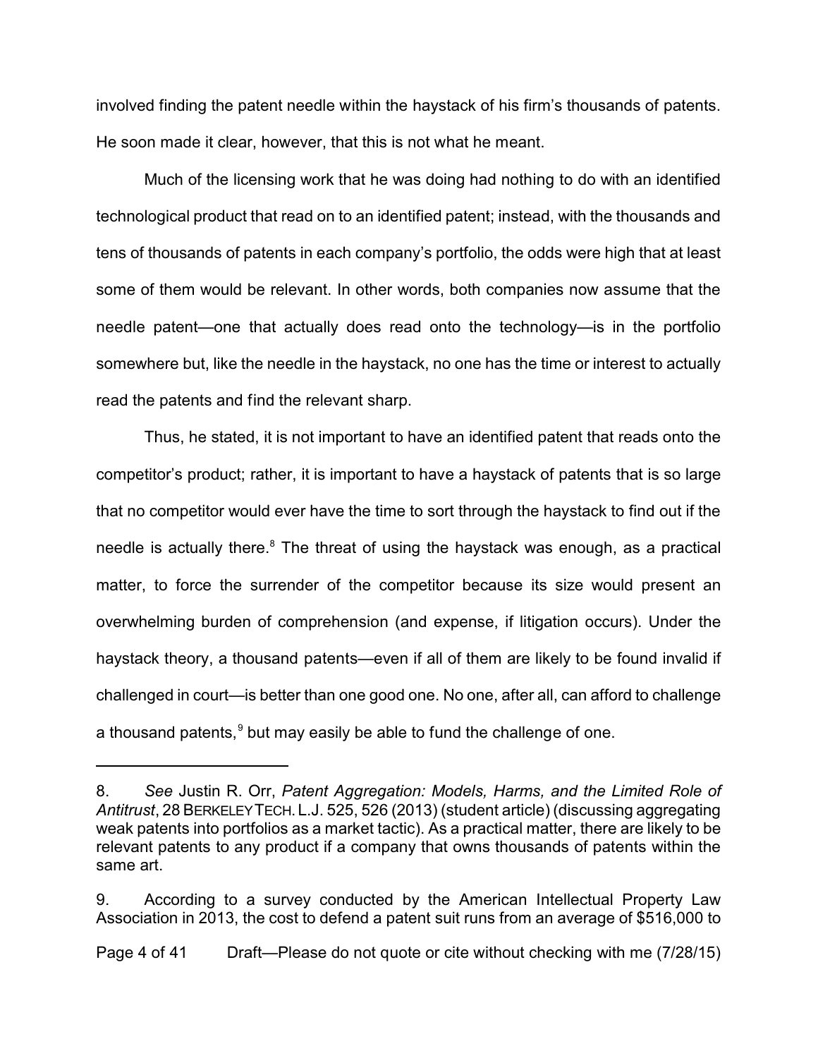involved finding the patent needle within the haystack of his firm's thousands of patents. He soon made it clear, however, that this is not what he meant.

Much of the licensing work that he was doing had nothing to do with an identified technological product that read on to an identified patent; instead, with the thousands and tens of thousands of patents in each company's portfolio, the odds were high that at least some of them would be relevant. In other words, both companies now assume that the needle patent—one that actually does read onto the technology—is in the portfolio somewhere but, like the needle in the haystack, no one has the time or interest to actually read the patents and find the relevant sharp.

Thus, he stated, it is not important to have an identified patent that reads onto the competitor's product; rather, it is important to have a haystack of patents that is so large that no competitor would ever have the time to sort through the haystack to find out if the needle is actually there.[8] The threat of using the haystack was enough, as a practical matter, to force the surrender of the competitor because its size would present an overwhelming burden of comprehension (and expense, if litigation occurs). Under the haystack theory, a thousand patents—even if all of them are likely to be found invalid if challenged in court—is better than one good one. No one, after all, can afford to challenge a thousand patents,[9] but may easily be able to fund the challenge of one.

---

8. *See* Justin R. Orr, *Patent Aggregation: Models, Harms, and the Limited Role of Antitrust*, 28 BERKELEY TECH. L.J. 525, 526 (2013) (student article) (discussing aggregating weak patents into portfolios as a market tactic). As a practical matter, there are likely to be relevant patents to any product if a company that owns thousands of patents within the same art.

9. According to a survey conducted by the American Intellectual Property Law Association in 2013, the cost to defend a patent suit runs from an average of $516,000 to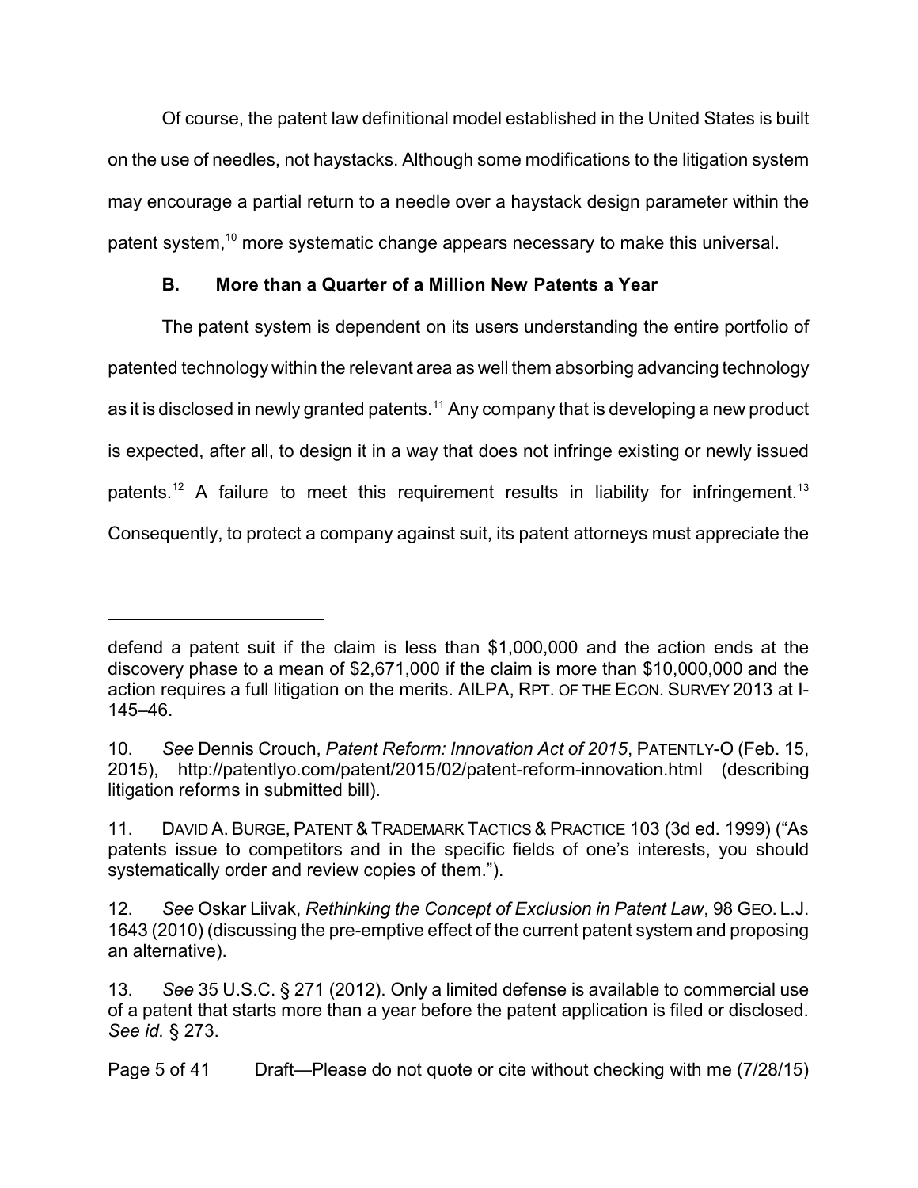Of course, the patent law definitional model established in the United States is built on the use of needles, not haystacks. Although some modifications to the litigation system may encourage a partial return to a needle over a haystack design parameter within the patent system,[10] more systematic change appears necessary to make this universal.

### B. More than a Quarter of a Million New Patents a Year

The patent system is dependent on its users understanding the entire portfolio of patented technology within the relevant area as well them absorbing advancing technology as it is disclosed in newly granted patents.[11] Any company that is developing a new product is expected, after all, to design it in a way that does not infringe existing or newly issued patents.[12] A failure to meet this requirement results in liability for infringement.[13] Consequently, to protect a company against suit, its patent attorneys must appreciate the

---

defend a patent suit if the claim is less than $1,000,000 and the action ends at the discovery phase to a mean of $2,671,000 if the claim is more than $10,000,000 and the action requires a full litigation on the merits. AILPA, RPT. OF THE ECON. SURVEY 2013 at I-145–46.

10. *See* Dennis Crouch, *Patent Reform: Innovation Act of 2015*, PATENTLY-O (Feb. 15, 2015), http://patentlyo.com/patent/2015/02/patent-reform-innovation.html (describing litigation reforms in submitted bill).

11. DAVID A. BURGE, PATENT & TRADEMARK TACTICS & PRACTICE 103 (3d ed. 1999) ("As patents issue to competitors and in the specific fields of one's interests, you should systematically order and review copies of them.").

12. *See* Oskar Liivak, *Rethinking the Concept of Exclusion in Patent Law*, 98 GEO. L.J. 1643 (2010) (discussing the pre-emptive effect of the current patent system and proposing an alternative).

13. *See* 35 U.S.C. § 271 (2012). Only a limited defense is available to commercial use of a patent that starts more than a year before the patent application is filed or disclosed. *See id.* § 273.

Draft—Please do not quote or cite without checking with me (7/28/15)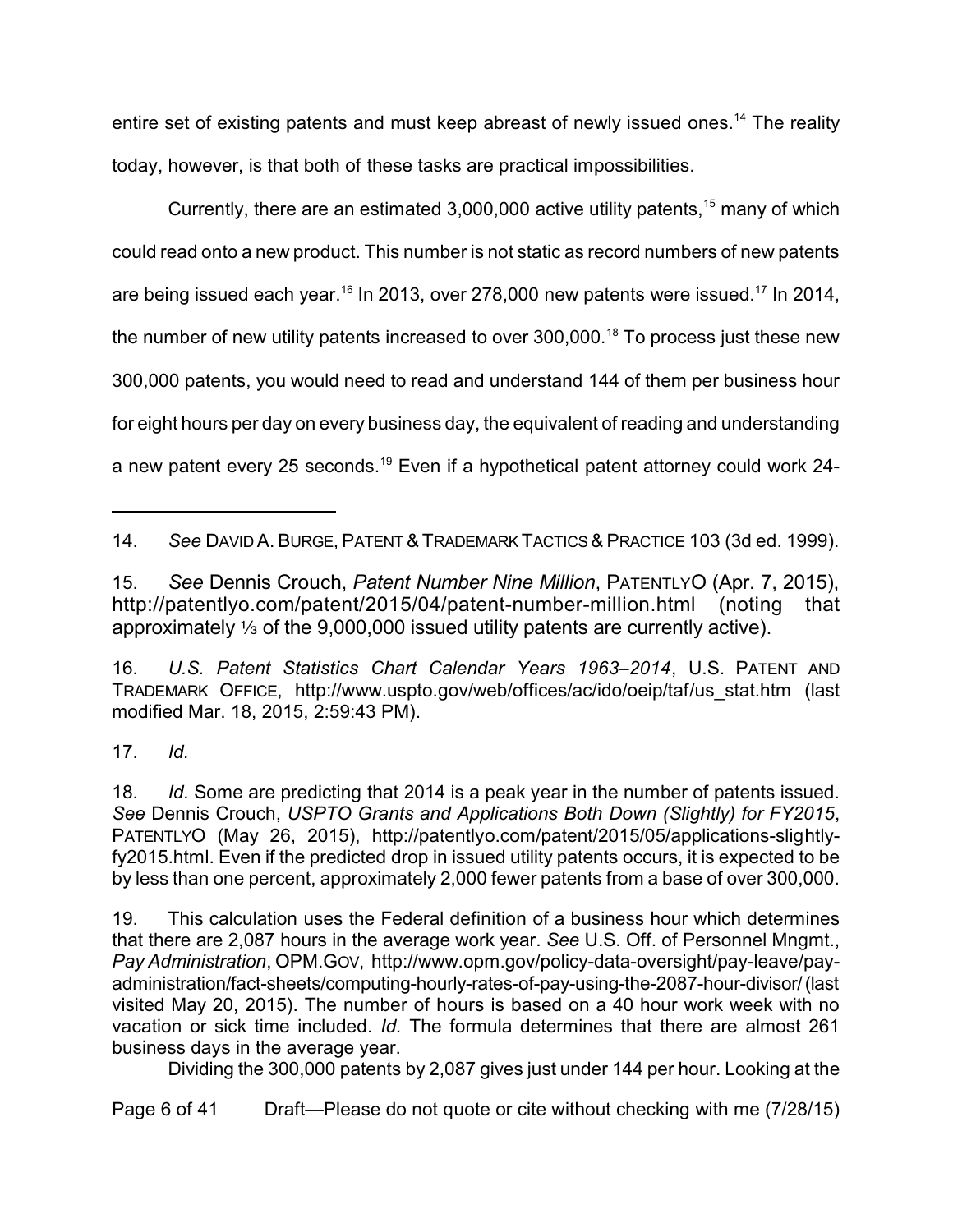entire set of existing patents and must keep abreast of newly issued ones.[14] The reality today, however, is that both of these tasks are practical impossibilities.

Currently, there are an estimated 3,000,000 active utility patents,[15] many of which could read onto a new product. This number is not static as record numbers of new patents are being issued each year.[16] In 2013, over 278,000 new patents were issued.[17] In 2014, the number of new utility patents increased to over 300,000.[18] To process just these new 300,000 patents, you would need to read and understand 144 of them per business hour for eight hours per day on every business day, the equivalent of reading and understanding a new patent every 25 seconds.[19] Even if a hypothetical patent attorney could work 24-

---

14. *See* DAVID A. BURGE, PATENT & TRADEMARK TACTICS & PRACTICE 103 (3d ed. 1999).

15. *See* Dennis Crouch, *Patent Number Nine Million*, PATENTLYO (Apr. 7, 2015), http://patentlyo.com/patent/2015/04/patent-number-million.html (noting that approximately ⅓ of the 9,000,000 issued utility patents are currently active).

16. *U.S. Patent Statistics Chart Calendar Years 1963–2014*, U.S. PATENT AND TRADEMARK OFFICE, http://www.uspto.gov/web/offices/ac/ido/oeip/taf/us_stat.htm (last modified Mar. 18, 2015, 2:59:43 PM).

17. *Id.*

18. *Id.* Some are predicting that 2014 is a peak year in the number of patents issued. *See* Dennis Crouch, *USPTO Grants and Applications Both Down (Slightly) for FY2015*, PATENTLYO (May 26, 2015), http://patentlyo.com/patent/2015/05/applications-slightly-fy2015.html. Even if the predicted drop in issued utility patents occurs, it is expected to be by less than one percent, approximately 2,000 fewer patents from a base of over 300,000.

19. This calculation uses the Federal definition of a business hour which determines that there are 2,087 hours in the average work year. *See* U.S. Off. of Personnel Mngmt., *Pay Administration*, OPM.GOV, http://www.opm.gov/policy-data-oversight/pay-leave/pay-administration/fact-sheets/computing-hourly-rates-of-pay-using-the-2087-hour-divisor/ (last visited May 20, 2015). The number of hours is based on a 40 hour work week with no vacation or sick time included. *Id.* The formula determines that there are almost 261 business days in the average year.

Dividing the 300,000 patents by 2,087 gives just under 144 per hour. Looking at the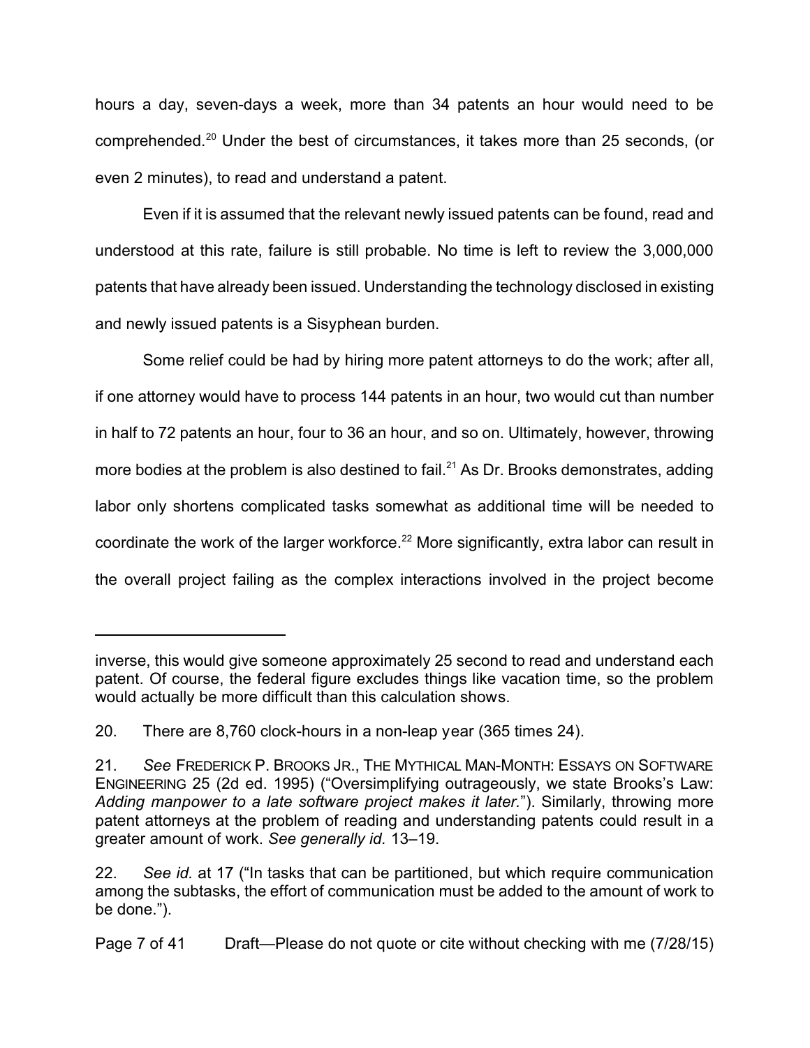hours a day, seven-days a week, more than 34 patents an hour would need to be comprehended.[20] Under the best of circumstances, it takes more than 25 seconds, (or even 2 minutes), to read and understand a patent.

Even if it is assumed that the relevant newly issued patents can be found, read and understood at this rate, failure is still probable. No time is left to review the 3,000,000 patents that have already been issued. Understanding the technology disclosed in existing and newly issued patents is a Sisyphean burden.

Some relief could be had by hiring more patent attorneys to do the work; after all, if one attorney would have to process 144 patents in an hour, two would cut than number in half to 72 patents an hour, four to 36 an hour, and so on. Ultimately, however, throwing more bodies at the problem is also destined to fail.[21] As Dr. Brooks demonstrates, adding labor only shortens complicated tasks somewhat as additional time will be needed to coordinate the work of the larger workforce.[22] More significantly, extra labor can result in the overall project failing as the complex interactions involved in the project become

---

inverse, this would give someone approximately 25 second to read and understand each patent. Of course, the federal figure excludes things like vacation time, so the problem would actually be more difficult than this calculation shows.

20. There are 8,760 clock-hours in a non-leap year (365 times 24).

21. *See* FREDERICK P. BROOKS JR., THE MYTHICAL MAN-MONTH: ESSAYS ON SOFTWARE ENGINEERING 25 (2d ed. 1995) ("Oversimplifying outrageously, we state Brooks's Law: *Adding manpower to a late software project makes it later.*"). Similarly, throwing more patent attorneys at the problem of reading and understanding patents could result in a greater amount of work. *See generally id.* 13–19.

22. *See id.* at 17 ("In tasks that can be partitioned, but which require communication among the subtasks, the effort of communication must be added to the amount of work to be done.").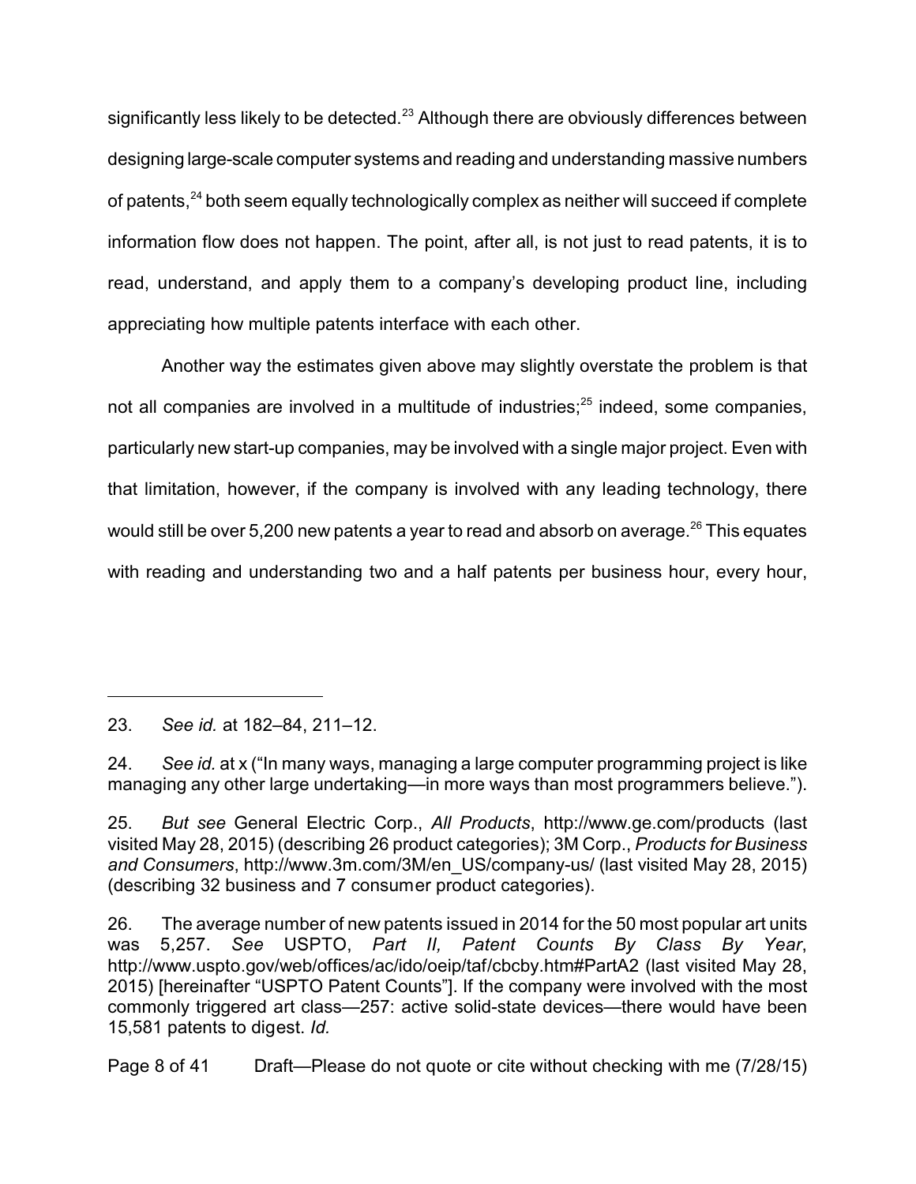significantly less likely to be detected.[23] Although there are obviously differences between designing large-scale computer systems and reading and understanding massive numbers of patents,[24] both seem equally technologically complex as neither will succeed if complete information flow does not happen. The point, after all, is not just to read patents, it is to read, understand, and apply them to a company's developing product line, including appreciating how multiple patents interface with each other.

Another way the estimates given above may slightly overstate the problem is that not all companies are involved in a multitude of industries;[25] indeed, some companies, particularly new start-up companies, may be involved with a single major project. Even with that limitation, however, if the company is involved with any leading technology, there would still be over 5,200 new patents a year to read and absorb on average.[26] This equates with reading and understanding two and a half patents per business hour, every hour,

---

23. *See id.* at 182–84, 211–12.

24. *See id.* at x ("In many ways, managing a large computer programming project is like managing any other large undertaking—in more ways than most programmers believe.").

25. *But see* General Electric Corp., *All Products*, http://www.ge.com/products (last visited May 28, 2015) (describing 26 product categories); 3M Corp., *Products for Business and Consumers*, http://www.3m.com/3M/en_US/company-us/ (last visited May 28, 2015) (describing 32 business and 7 consumer product categories).

26. The average number of new patents issued in 2014 for the 50 most popular art units was 5,257. *See* USPTO, *Part II, Patent Counts By Class By Year*, http://www.uspto.gov/web/offices/ac/ido/oeip/taf/cbcby.htm#PartA2 (last visited May 28, 2015) [hereinafter "USPTO Patent Counts"]. If the company were involved with the most commonly triggered art class—257: active solid-state devices—there would have been 15,581 patents to digest. *Id.*

Draft—Please do not quote or cite without checking with me (7/28/15)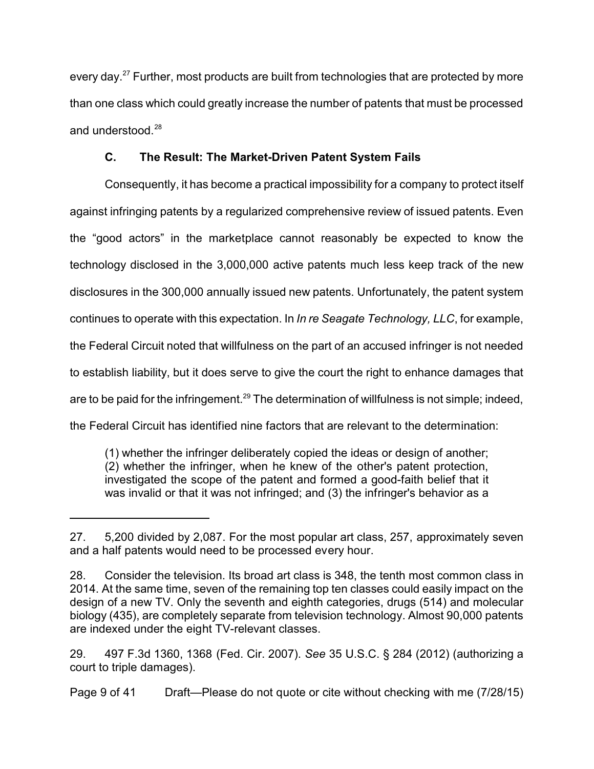every day.[27] Further, most products are built from technologies that are protected by more than one class which could greatly increase the number of patents that must be processed and understood.[28]

### C. The Result: The Market-Driven Patent System Fails

Consequently, it has become a practical impossibility for a company to protect itself against infringing patents by a regularized comprehensive review of issued patents. Even the "good actors" in the marketplace cannot reasonably be expected to know the technology disclosed in the 3,000,000 active patents much less keep track of the new disclosures in the 300,000 annually issued new patents. Unfortunately, the patent system continues to operate with this expectation. In *In re Seagate Technology, LLC*, for example, the Federal Circuit noted that willfulness on the part of an accused infringer is not needed to establish liability, but it does serve to give the court the right to enhance damages that are to be paid for the infringement.[29] The determination of willfulness is not simple; indeed, the Federal Circuit has identified nine factors that are relevant to the determination:

> (1) whether the infringer deliberately copied the ideas or design of another; (2) whether the infringer, when he knew of the other's patent protection, investigated the scope of the patent and formed a good-faith belief that it was invalid or that it was not infringed; and (3) the infringer's behavior as a

---

27. 5,200 divided by 2,087. For the most popular art class, 257, approximately seven and a half patents would need to be processed every hour.

28. Consider the television. Its broad art class is 348, the tenth most common class in 2014. At the same time, seven of the remaining top ten classes could easily impact on the design of a new TV. Only the seventh and eighth categories, drugs (514) and molecular biology (435), are completely separate from television technology. Almost 90,000 patents are indexed under the eight TV-relevant classes.

29. 497 F.3d 1360, 1368 (Fed. Cir. 2007). *See* 35 U.S.C. § 284 (2012) (authorizing a court to triple damages).

Draft—Please do not quote or cite without checking with me (7/28/15)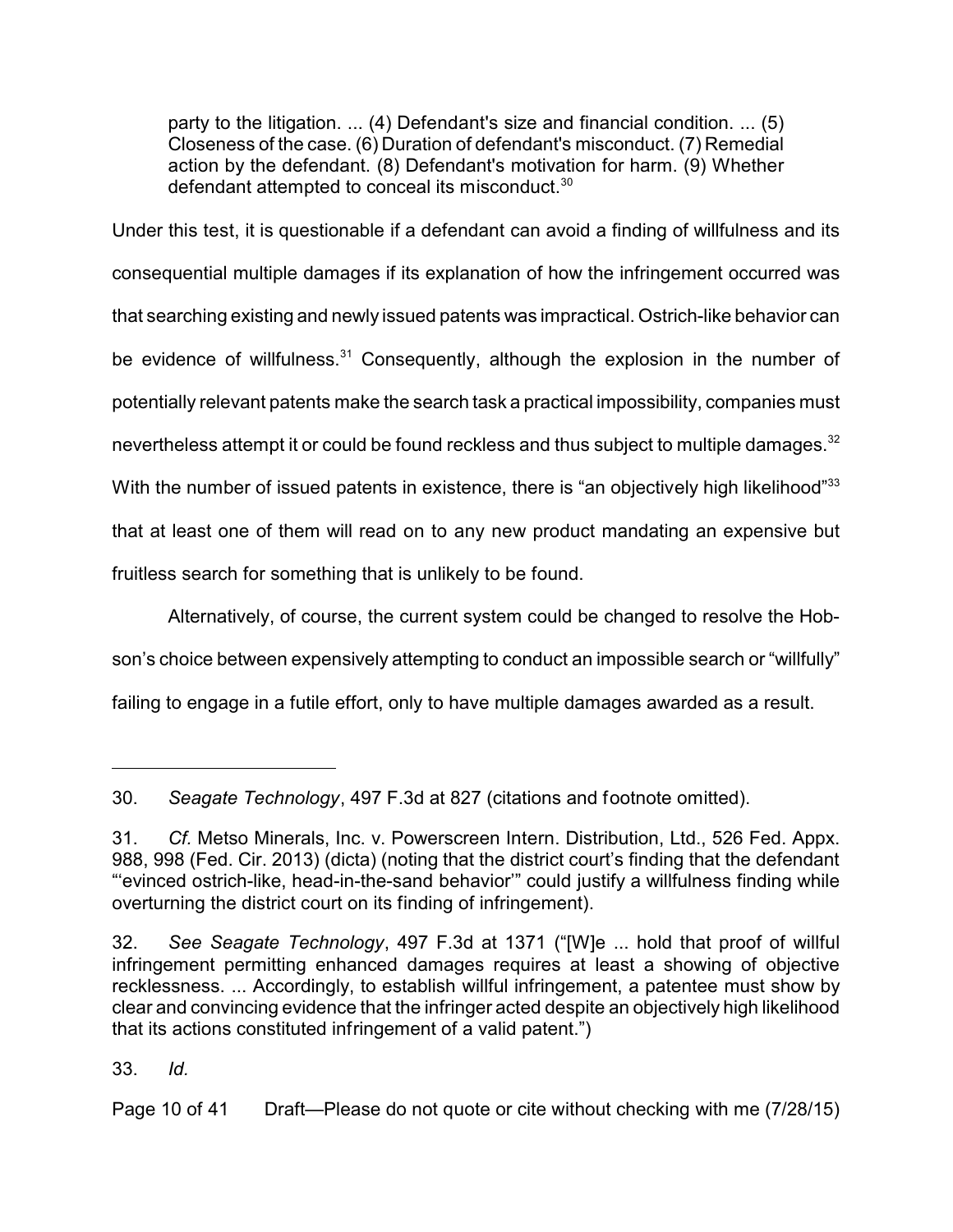> party to the litigation. ... (4) Defendant's size and financial condition. ... (5) Closeness of the case. (6) Duration of defendant's misconduct. (7) Remedial action by the defendant. (8) Defendant's motivation for harm. (9) Whether defendant attempted to conceal its misconduct.[30]

Under this test, it is questionable if a defendant can avoid a finding of willfulness and its consequential multiple damages if its explanation of how the infringement occurred was that searching existing and newly issued patents was impractical. Ostrich-like behavior can be evidence of willfulness.[31] Consequently, although the explosion in the number of potentially relevant patents make the search task a practical impossibility, companies must nevertheless attempt it or could be found reckless and thus subject to multiple damages.[32] With the number of issued patents in existence, there is "an objectively high likelihood"[33] that at least one of them will read on to any new product mandating an expensive but fruitless search for something that is unlikely to be found.

Alternatively, of course, the current system could be changed to resolve the Hobson's choice between expensively attempting to conduct an impossible search or "willfully" failing to engage in a futile effort, only to have multiple damages awarded as a result.

---

30. *Seagate Technology*, 497 F.3d at 827 (citations and footnote omitted).

31. *Cf.* Metso Minerals, Inc. v. Powerscreen Intern. Distribution, Ltd., 526 Fed. Appx. 988, 998 (Fed. Cir. 2013) (dicta) (noting that the district court's finding that the defendant "'evinced ostrich-like, head-in-the-sand behavior'" could justify a willfulness finding while overturning the district court on its finding of infringement).

32. *See Seagate Technology*, 497 F.3d at 1371 ("[W]e ... hold that proof of willful infringement permitting enhanced damages requires at least a showing of objective recklessness. ... Accordingly, to establish willful infringement, a patentee must show by clear and convincing evidence that the infringer acted despite an objectively high likelihood that its actions constituted infringement of a valid patent.")

33. *Id.*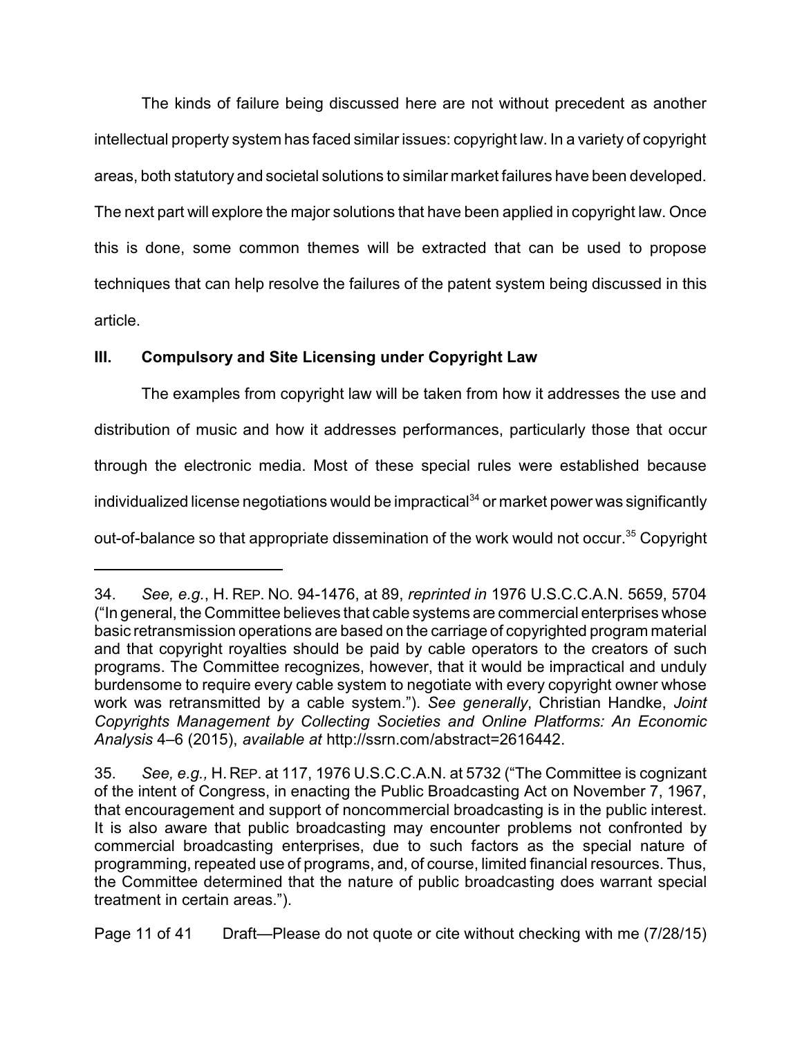The kinds of failure being discussed here are not without precedent as another intellectual property system has faced similar issues: copyright law. In a variety of copyright areas, both statutory and societal solutions to similar market failures have been developed. The next part will explore the major solutions that have been applied in copyright law. Once this is done, some common themes will be extracted that can be used to propose techniques that can help resolve the failures of the patent system being discussed in this article.

## III. Compulsory and Site Licensing under Copyright Law

The examples from copyright law will be taken from how it addresses the use and distribution of music and how it addresses performances, particularly those that occur through the electronic media. Most of these special rules were established because individualized license negotiations would be impractical[34] or market power was significantly out-of-balance so that appropriate dissemination of the work would not occur.[35] Copyright

---

34. *See, e.g.*, H. REP. NO. 94-1476, at 89, *reprinted in* 1976 U.S.C.C.A.N. 5659, 5704 ("In general, the Committee believes that cable systems are commercial enterprises whose basic retransmission operations are based on the carriage of copyrighted program material and that copyright royalties should be paid by cable operators to the creators of such programs. The Committee recognizes, however, that it would be impractical and unduly burdensome to require every cable system to negotiate with every copyright owner whose work was retransmitted by a cable system."). *See generally*, Christian Handke, *Joint Copyrights Management by Collecting Societies and Online Platforms: An Economic Analysis* 4–6 (2015), *available at* http://ssrn.com/abstract=2616442.

35. *See, e.g.,* H. REP. at 117, 1976 U.S.C.C.A.N. at 5732 ("The Committee is cognizant of the intent of Congress, in enacting the Public Broadcasting Act on November 7, 1967, that encouragement and support of noncommercial broadcasting is in the public interest. It is also aware that public broadcasting may encounter problems not confronted by commercial broadcasting enterprises, due to such factors as the special nature of programming, repeated use of programs, and, of course, limited financial resources. Thus, the Committee determined that the nature of public broadcasting does warrant special treatment in certain areas.").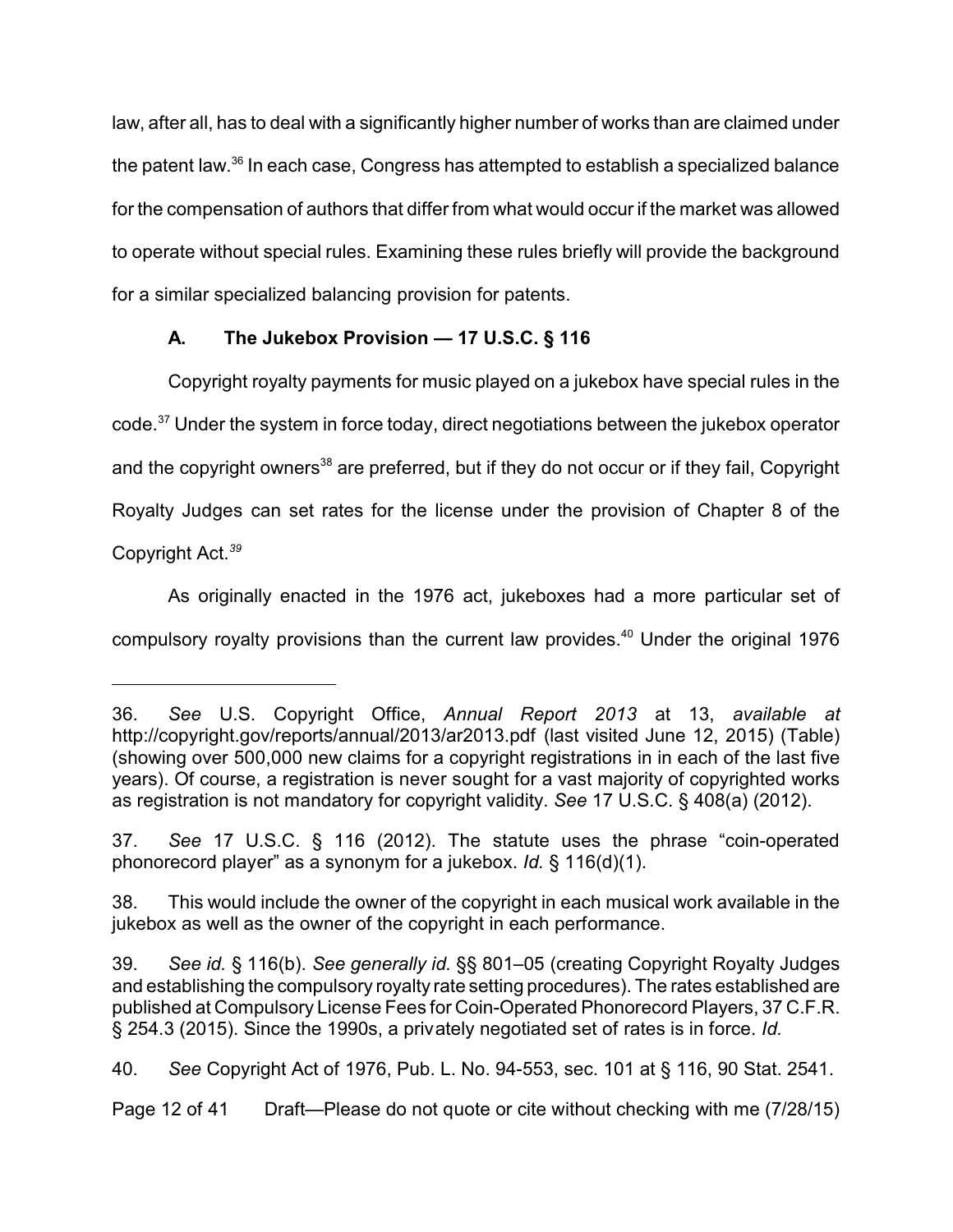law, after all, has to deal with a significantly higher number of works than are claimed under the patent law.[36] In each case, Congress has attempted to establish a specialized balance for the compensation of authors that differ from what would occur if the market was allowed to operate without special rules. Examining these rules briefly will provide the background for a similar specialized balancing provision for patents.

### A. The Jukebox Provision — 17 U.S.C. § 116

Copyright royalty payments for music played on a jukebox have special rules in the code.[37] Under the system in force today, direct negotiations between the jukebox operator and the copyright owners[38] are preferred, but if they do not occur or if they fail, Copyright Royalty Judges can set rates for the license under the provision of Chapter 8 of the Copyright Act.[39]

As originally enacted in the 1976 act, jukeboxes had a more particular set of compulsory royalty provisions than the current law provides.[40] Under the original 1976

---

36. *See* U.S. Copyright Office, *Annual Report 2013* at 13, *available at* http://copyright.gov/reports/annual/2013/ar2013.pdf (last visited June 12, 2015) (Table) (showing over 500,000 new claims for a copyright registrations in in each of the last five years). Of course, a registration is never sought for a vast majority of copyrighted works as registration is not mandatory for copyright validity. *See* 17 U.S.C. § 408(a) (2012).

37. *See* 17 U.S.C. § 116 (2012). The statute uses the phrase "coin-operated phonorecord player" as a synonym for a jukebox. *Id.* § 116(d)(1).

38. This would include the owner of the copyright in each musical work available in the jukebox as well as the owner of the copyright in each performance.

39. *See id.* § 116(b). *See generally id.* §§ 801–05 (creating Copyright Royalty Judges and establishing the compulsory royalty rate setting procedures). The rates established are published at Compulsory License Fees for Coin-Operated Phonorecord Players, 37 C.F.R. § 254.3 (2015). Since the 1990s, a privately negotiated set of rates is in force. *Id.*

40. *See* Copyright Act of 1976, Pub. L. No. 94-553, sec. 101 at § 116, 90 Stat. 2541.

Draft—Please do not quote or cite without checking with me (7/28/15)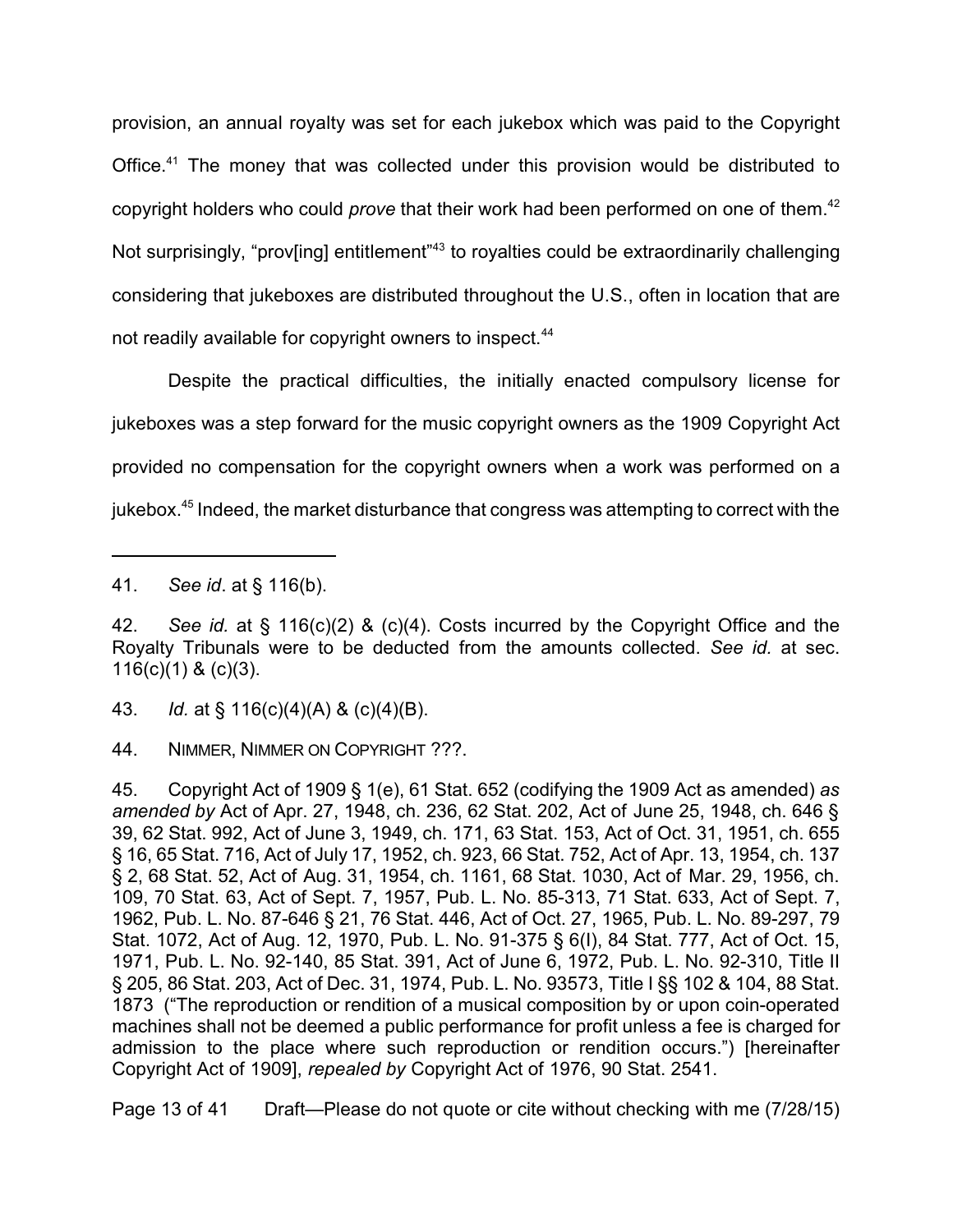provision, an annual royalty was set for each jukebox which was paid to the Copyright Office.[41] The money that was collected under this provision would be distributed to copyright holders who could *prove* that their work had been performed on one of them.[42] Not surprisingly, "prov[ing] entitlement"[43] to royalties could be extraordinarily challenging considering that jukeboxes are distributed throughout the U.S., often in location that are not readily available for copyright owners to inspect.[44]

Despite the practical difficulties, the initially enacted compulsory license for jukeboxes was a step forward for the music copyright owners as the 1909 Copyright Act provided no compensation for the copyright owners when a work was performed on a jukebox.[45] Indeed, the market disturbance that congress was attempting to correct with the

---

41. *See id*. at § 116(b).

42. *See id.* at § 116(c)(2) & (c)(4). Costs incurred by the Copyright Office and the Royalty Tribunals were to be deducted from the amounts collected. *See id.* at sec. 116(c)(1) & (c)(3).

43. *Id.* at § 116(c)(4)(A) & (c)(4)(B).

44. NIMMER, NIMMER ON COPYRIGHT ???.

45. Copyright Act of 1909 § 1(e), 61 Stat. 652 (codifying the 1909 Act as amended) *as amended by* Act of Apr. 27, 1948, ch. 236, 62 Stat. 202, Act of June 25, 1948, ch. 646 § 39, 62 Stat. 992, Act of June 3, 1949, ch. 171, 63 Stat. 153, Act of Oct. 31, 1951, ch. 655 § 16, 65 Stat. 716, Act of July 17, 1952, ch. 923, 66 Stat. 752, Act of Apr. 13, 1954, ch. 137 § 2, 68 Stat. 52, Act of Aug. 31, 1954, ch. 1161, 68 Stat. 1030, Act of Mar. 29, 1956, ch. 109, 70 Stat. 63, Act of Sept. 7, 1957, Pub. L. No. 85-313, 71 Stat. 633, Act of Sept. 7, 1962, Pub. L. No. 87-646 § 21, 76 Stat. 446, Act of Oct. 27, 1965, Pub. L. No. 89-297, 79 Stat. 1072, Act of Aug. 12, 1970, Pub. L. No. 91-375 § 6(I), 84 Stat. 777, Act of Oct. 15, 1971, Pub. L. No. 92-140, 85 Stat. 391, Act of June 6, 1972, Pub. L. No. 92-310, Title II § 205, 86 Stat. 203, Act of Dec. 31, 1974, Pub. L. No. 93573, Title I §§ 102 & 104, 88 Stat. 1873 ("The reproduction or rendition of a musical composition by or upon coin-operated machines shall not be deemed a public performance for profit unless a fee is charged for admission to the place where such reproduction or rendition occurs.") [hereinafter Copyright Act of 1909], *repealed by* Copyright Act of 1976, 90 Stat. 2541.

Draft—Please do not quote or cite without checking with me (7/28/15)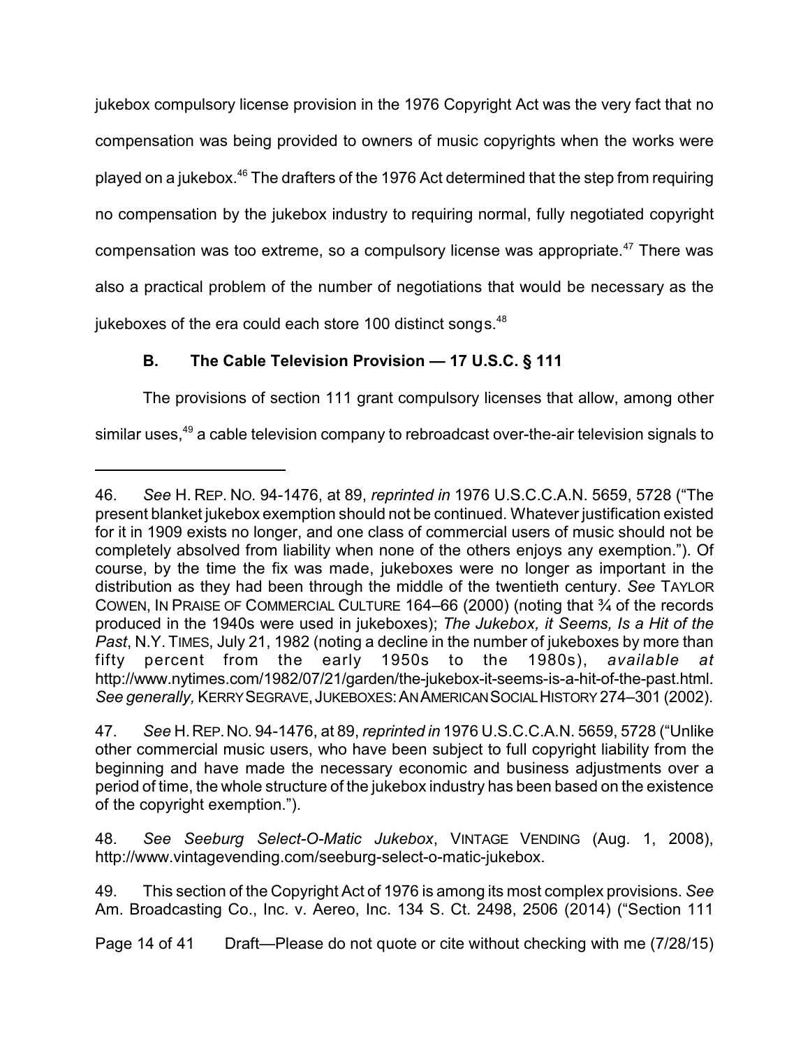jukebox compulsory license provision in the 1976 Copyright Act was the very fact that no compensation was being provided to owners of music copyrights when the works were played on a jukebox.[46] The drafters of the 1976 Act determined that the step from requiring no compensation by the jukebox industry to requiring normal, fully negotiated copyright compensation was too extreme, so a compulsory license was appropriate.[47] There was also a practical problem of the number of negotiations that would be necessary as the jukeboxes of the era could each store 100 distinct songs.[48]

### B. The Cable Television Provision — 17 U.S.C. § 111

The provisions of section 111 grant compulsory licenses that allow, among other similar uses,[49] a cable television company to rebroadcast over-the-air television signals to

---

46. *See* H. REP. NO. 94-1476, at 89, *reprinted in* 1976 U.S.C.C.A.N. 5659, 5728 ("The present blanket jukebox exemption should not be continued. Whatever justification existed for it in 1909 exists no longer, and one class of commercial users of music should not be completely absolved from liability when none of the others enjoys any exemption."). Of course, by the time the fix was made, jukeboxes were no longer as important in the distribution as they had been through the middle of the twentieth century. *See* TAYLOR COWEN, IN PRAISE OF COMMERCIAL CULTURE 164–66 (2000) (noting that ¾ of the records produced in the 1940s were used in jukeboxes); *The Jukebox, it Seems, Is a Hit of the Past*, N.Y. TIMES, July 21, 1982 (noting a decline in the number of jukeboxes by more than fifty percent from the early 1950s to the 1980s), *available at* http://www.nytimes.com/1982/07/21/garden/the-jukebox-it-seems-is-a-hit-of-the-past.html. *See generally,* KERRY SEGRAVE, JUKEBOXES: AN AMERICAN SOCIAL HISTORY 274–301 (2002).

47. *See* H. REP. NO. 94-1476, at 89, *reprinted in* 1976 U.S.C.C.A.N. 5659, 5728 ("Unlike other commercial music users, who have been subject to full copyright liability from the beginning and have made the necessary economic and business adjustments over a period of time, the whole structure of the jukebox industry has been based on the existence of the copyright exemption.").

48. *See Seeburg Select-O-Matic Jukebox*, VINTAGE VENDING (Aug. 1, 2008), http://www.vintagevending.com/seeburg-select-o-matic-jukebox.

49. This section of the Copyright Act of 1976 is among its most complex provisions. *See* Am. Broadcasting Co., Inc. v. Aereo, Inc. 134 S. Ct. 2498, 2506 (2014) ("Section 111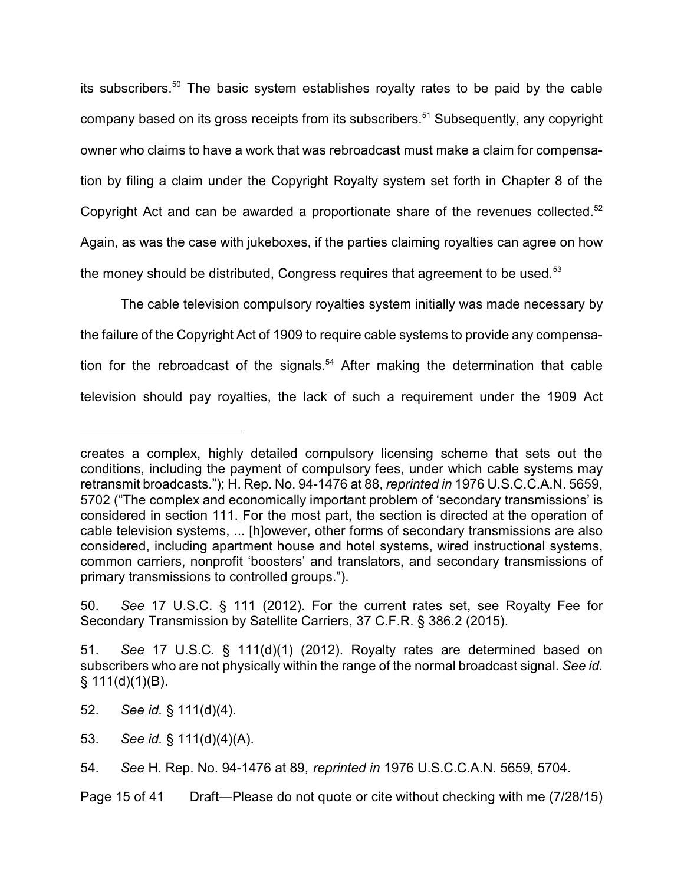its subscribers.[50] The basic system establishes royalty rates to be paid by the cable company based on its gross receipts from its subscribers.[51] Subsequently, any copyright owner who claims to have a work that was rebroadcast must make a claim for compensation by filing a claim under the Copyright Royalty system set forth in Chapter 8 of the Copyright Act and can be awarded a proportionate share of the revenues collected.[52] Again, as was the case with jukeboxes, if the parties claiming royalties can agree on how the money should be distributed, Congress requires that agreement to be used.[53]

The cable television compulsory royalties system initially was made necessary by the failure of the Copyright Act of 1909 to require cable systems to provide any compensation for the rebroadcast of the signals.[54] After making the determination that cable television should pay royalties, the lack of such a requirement under the 1909 Act

---

creates a complex, highly detailed compulsory licensing scheme that sets out the conditions, including the payment of compulsory fees, under which cable systems may retransmit broadcasts."); H. Rep. No. 94-1476 at 88, *reprinted in* 1976 U.S.C.C.A.N. 5659, 5702 ("The complex and economically important problem of 'secondary transmissions' is considered in section 111. For the most part, the section is directed at the operation of cable television systems, ... [h]owever, other forms of secondary transmissions are also considered, including apartment house and hotel systems, wired instructional systems, common carriers, nonprofit 'boosters' and translators, and secondary transmissions of primary transmissions to controlled groups.").

50. *See* 17 U.S.C. § 111 (2012). For the current rates set, see Royalty Fee for Secondary Transmission by Satellite Carriers, 37 C.F.R. § 386.2 (2015).

51. *See* 17 U.S.C. § 111(d)(1) (2012). Royalty rates are determined based on subscribers who are not physically within the range of the normal broadcast signal. *See id.* § 111(d)(1)(B).

52. *See id.* § 111(d)(4).

53. *See id.* § 111(d)(4)(A).

54. *See* H. Rep. No. 94-1476 at 89, *reprinted in* 1976 U.S.C.C.A.N. 5659, 5704.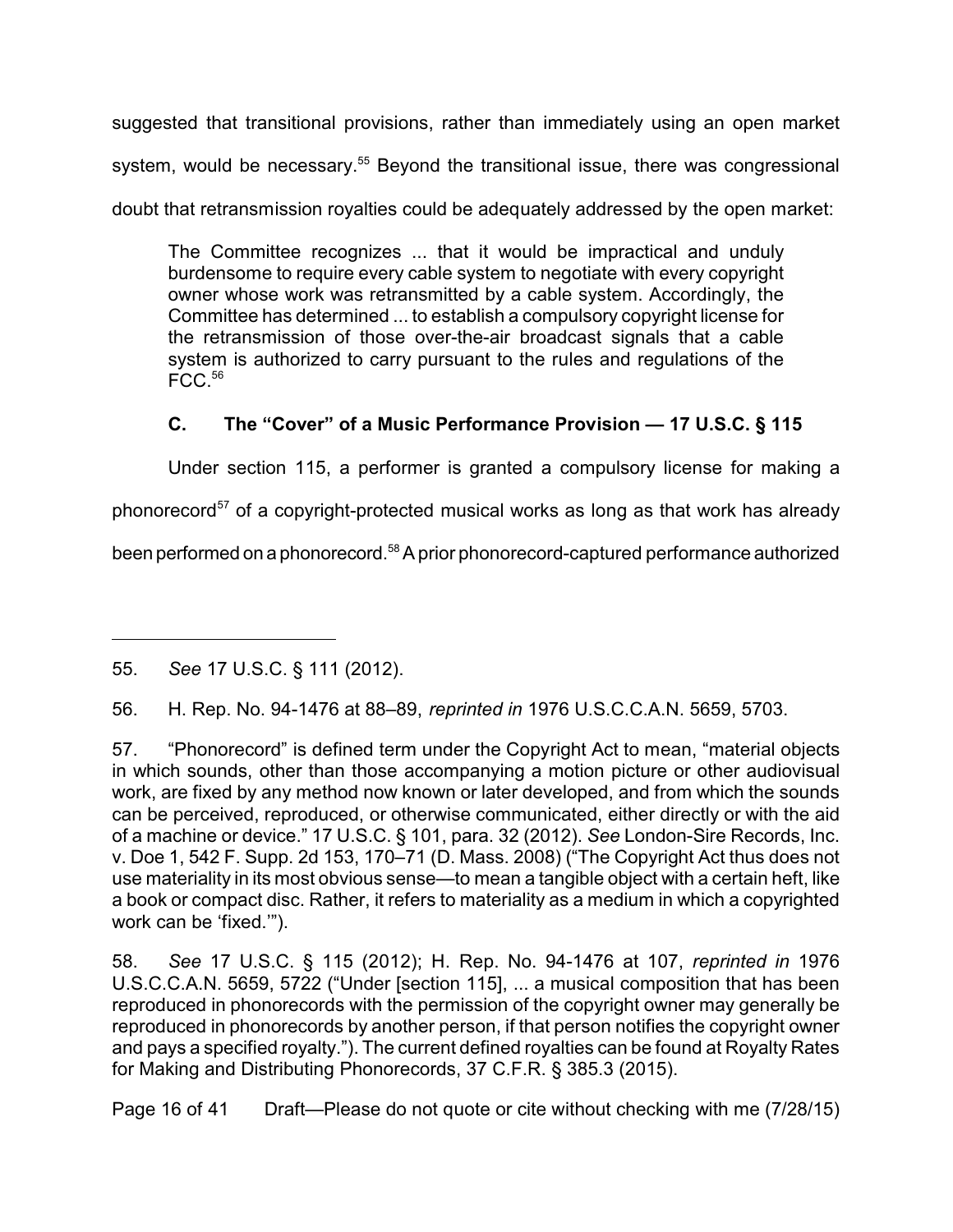suggested that transitional provisions, rather than immediately using an open market system, would be necessary.[55] Beyond the transitional issue, there was congressional doubt that retransmission royalties could be adequately addressed by the open market:

> The Committee recognizes ... that it would be impractical and unduly burdensome to require every cable system to negotiate with every copyright owner whose work was retransmitted by a cable system. Accordingly, the Committee has determined ... to establish a compulsory copyright license for the retransmission of those over-the-air broadcast signals that a cable system is authorized to carry pursuant to the rules and regulations of the FCC.[56]

### C. The "Cover" of a Music Performance Provision — 17 U.S.C. § 115

Under section 115, a performer is granted a compulsory license for making a phonorecord[57] of a copyright-protected musical works as long as that work has already been performed on a phonorecord.[58] A prior phonorecord-captured performance authorized

---

55. *See* 17 U.S.C. § 111 (2012).

56. H. Rep. No. 94-1476 at 88–89, *reprinted in* 1976 U.S.C.C.A.N. 5659, 5703.

57. "Phonorecord" is defined term under the Copyright Act to mean, "material objects in which sounds, other than those accompanying a motion picture or other audiovisual work, are fixed by any method now known or later developed, and from which the sounds can be perceived, reproduced, or otherwise communicated, either directly or with the aid of a machine or device." 17 U.S.C. § 101, para. 32 (2012). *See* London-Sire Records, Inc. v. Doe 1, 542 F. Supp. 2d 153, 170–71 (D. Mass. 2008) ("The Copyright Act thus does not use materiality in its most obvious sense—to mean a tangible object with a certain heft, like a book or compact disc. Rather, it refers to materiality as a medium in which a copyrighted work can be 'fixed.'").

58. *See* 17 U.S.C. § 115 (2012); H. Rep. No. 94-1476 at 107, *reprinted in* 1976 U.S.C.C.A.N. 5659, 5722 ("Under [section 115], ... a musical composition that has been reproduced in phonorecords with the permission of the copyright owner may generally be reproduced in phonorecords by another person, if that person notifies the copyright owner and pays a specified royalty."). The current defined royalties can be found at Royalty Rates for Making and Distributing Phonorecords, 37 C.F.R. § 385.3 (2015).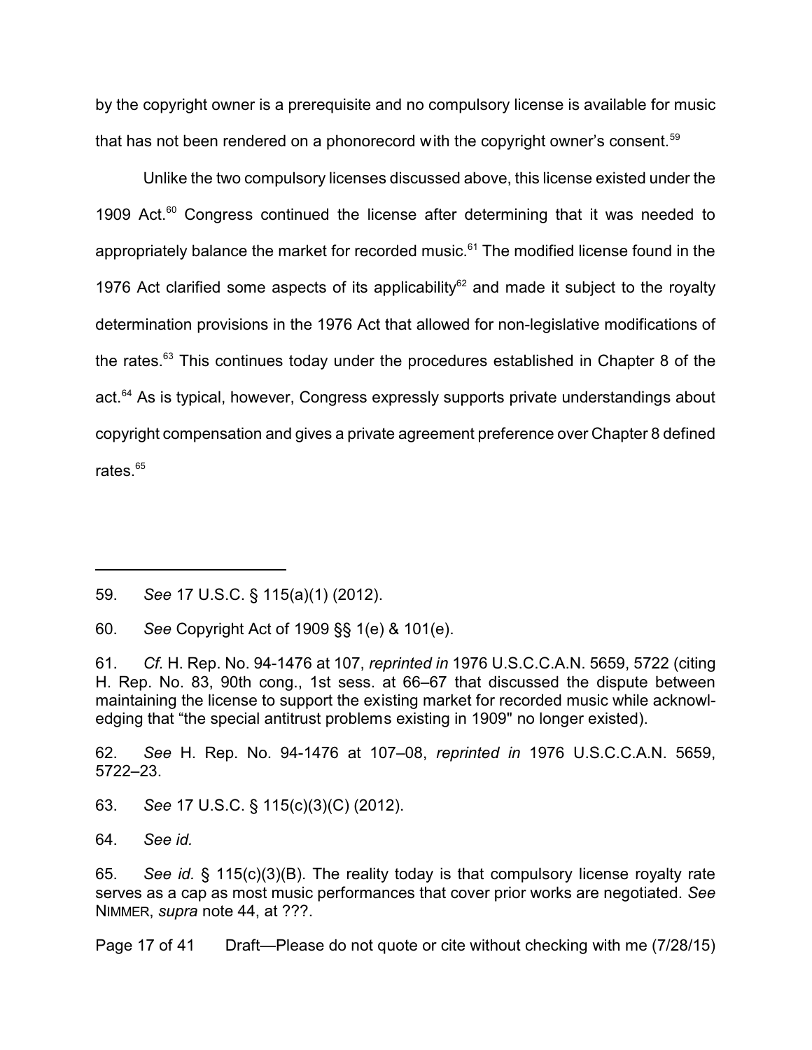by the copyright owner is a prerequisite and no compulsory license is available for music that has not been rendered on a phonorecord with the copyright owner's consent.[59]

Unlike the two compulsory licenses discussed above, this license existed under the 1909 Act.[60] Congress continued the license after determining that it was needed to appropriately balance the market for recorded music.[61] The modified license found in the 1976 Act clarified some aspects of its applicability[62] and made it subject to the royalty determination provisions in the 1976 Act that allowed for non-legislative modifications of the rates.[63] This continues today under the procedures established in Chapter 8 of the act.[64] As is typical, however, Congress expressly supports private understandings about copyright compensation and gives a private agreement preference over Chapter 8 defined rates.[65]

---

59. *See* 17 U.S.C. § 115(a)(1) (2012).

60. *See* Copyright Act of 1909 §§ 1(e) & 101(e).

61. *Cf.* H. Rep. No. 94-1476 at 107, *reprinted in* 1976 U.S.C.C.A.N. 5659, 5722 (citing H. Rep. No. 83, 90th cong., 1st sess. at 66–67 that discussed the dispute between maintaining the license to support the existing market for recorded music while acknowledging that "the special antitrust problems existing in 1909" no longer existed).

62. *See* H. Rep. No. 94-1476 at 107–08, *reprinted in* 1976 U.S.C.C.A.N. 5659, 5722–23.

63. *See* 17 U.S.C. § 115(c)(3)(C) (2012).

64. *See id.*

65. *See id.* § 115(c)(3)(B). The reality today is that compulsory license royalty rate serves as a cap as most music performances that cover prior works are negotiated. *See* NIMMER, *supra* note 44, at ???.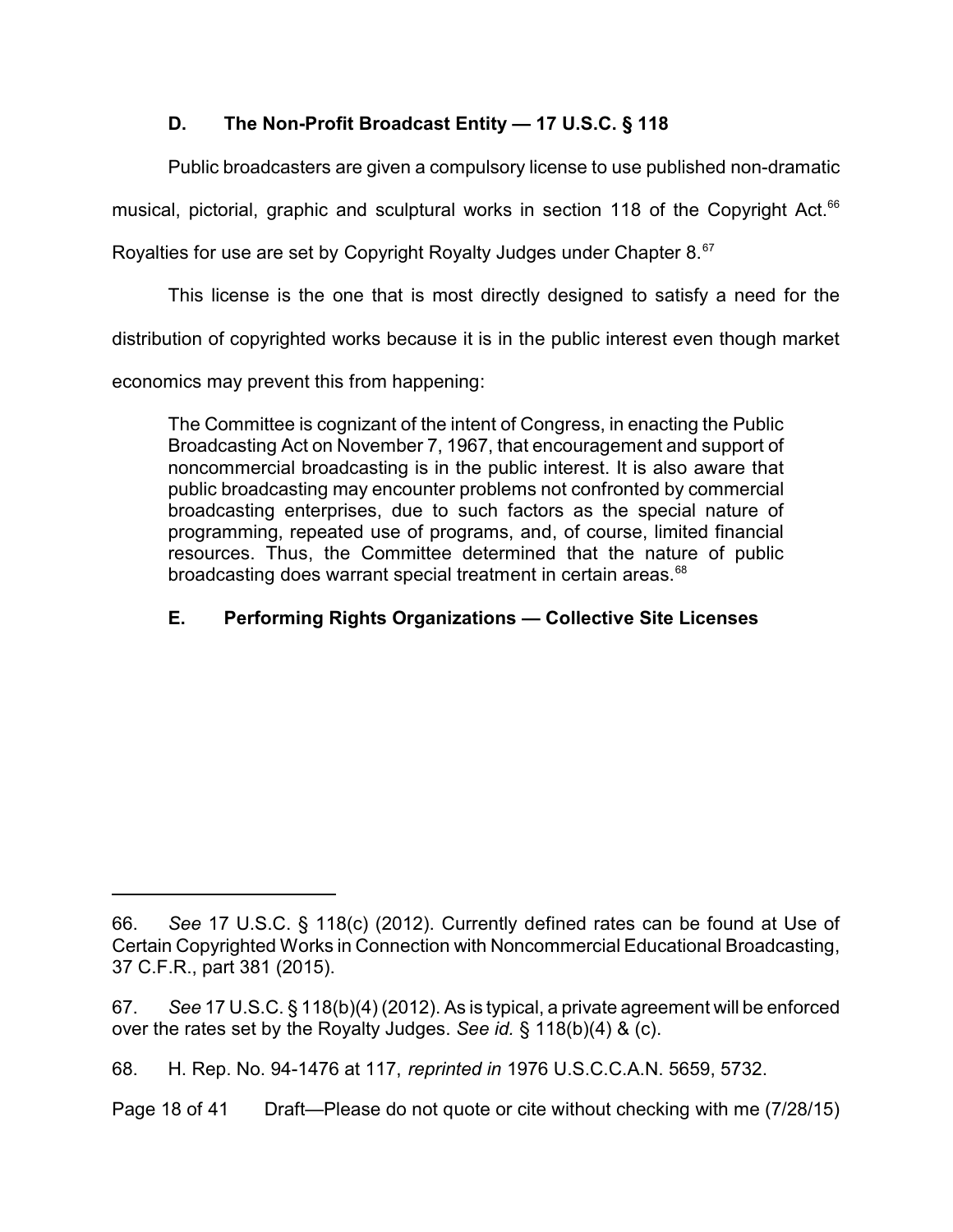### D. The Non-Profit Broadcast Entity — 17 U.S.C. § 118

Public broadcasters are given a compulsory license to use published non-dramatic musical, pictorial, graphic and sculptural works in section 118 of the Copyright Act.[66] Royalties for use are set by Copyright Royalty Judges under Chapter 8.[67]

This license is the one that is most directly designed to satisfy a need for the distribution of copyrighted works because it is in the public interest even though market economics may prevent this from happening:

> The Committee is cognizant of the intent of Congress, in enacting the Public Broadcasting Act on November 7, 1967, that encouragement and support of noncommercial broadcasting is in the public interest. It is also aware that public broadcasting may encounter problems not confronted by commercial broadcasting enterprises, due to such factors as the special nature of programming, repeated use of programs, and, of course, limited financial resources. Thus, the Committee determined that the nature of public broadcasting does warrant special treatment in certain areas.[68]

### E. Performing Rights Organizations — Collective Site Licenses

---

66. *See* 17 U.S.C. § 118(c) (2012). Currently defined rates can be found at Use of Certain Copyrighted Works in Connection with Noncommercial Educational Broadcasting, 37 C.F.R., part 381 (2015).

67. *See* 17 U.S.C. § 118(b)(4) (2012). As is typical, a private agreement will be enforced over the rates set by the Royalty Judges. *See id.* § 118(b)(4) & (c).

68. H. Rep. No. 94-1476 at 117, *reprinted in* 1976 U.S.C.C.A.N. 5659, 5732.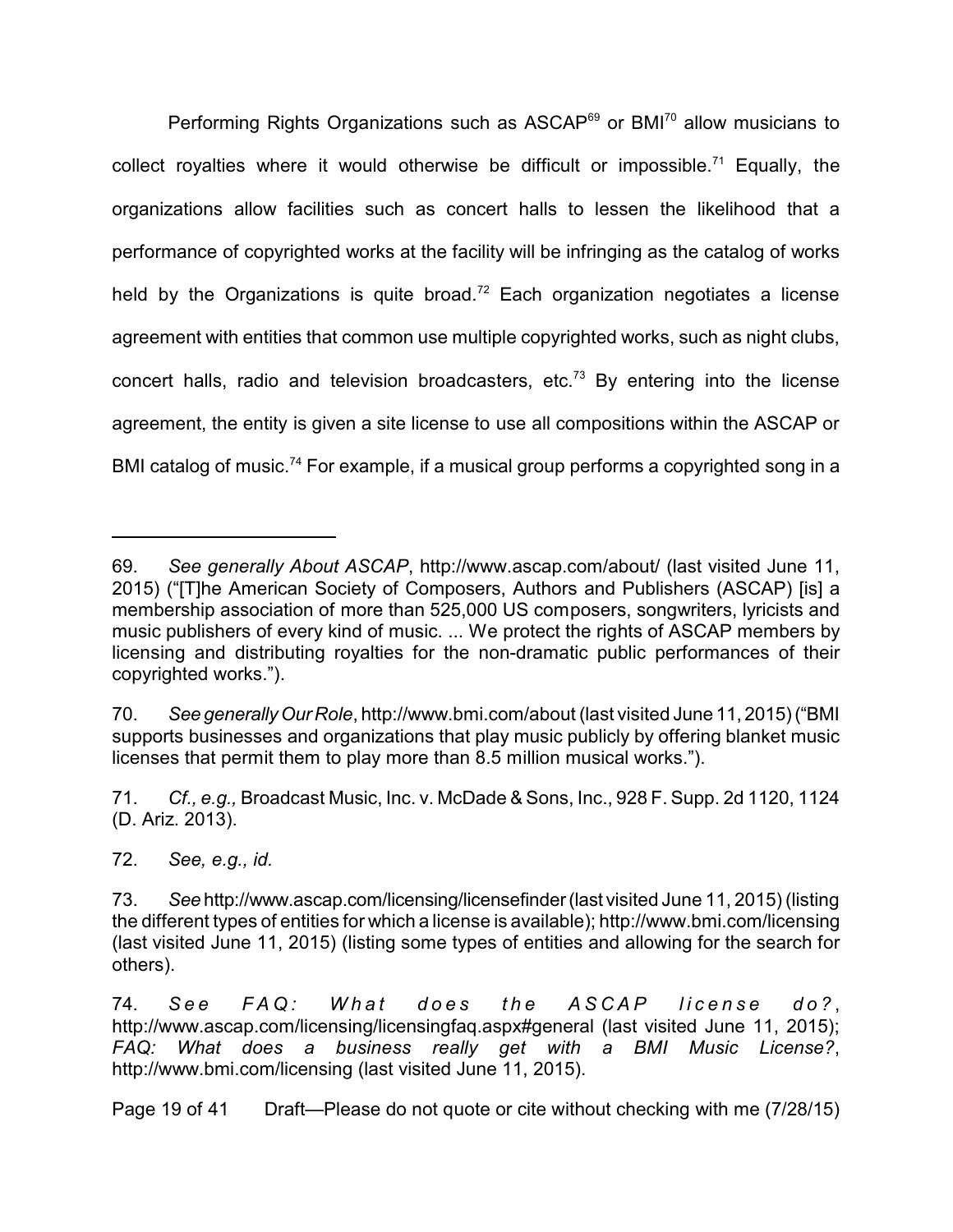Performing Rights Organizations such as ASCAP[69] or BMI[70] allow musicians to collect royalties where it would otherwise be difficult or impossible.[71] Equally, the organizations allow facilities such as concert halls to lessen the likelihood that a performance of copyrighted works at the facility will be infringing as the catalog of works held by the Organizations is quite broad.[72] Each organization negotiates a license agreement with entities that common use multiple copyrighted works, such as night clubs, concert halls, radio and television broadcasters, etc.[73] By entering into the license agreement, the entity is given a site license to use all compositions within the ASCAP or BMI catalog of music.[74] For example, if a musical group performs a copyrighted song in a

---

69. *See generally About ASCAP*, http://www.ascap.com/about/ (last visited June 11, 2015) ("[T]he American Society of Composers, Authors and Publishers (ASCAP) [is] a membership association of more than 525,000 US composers, songwriters, lyricists and music publishers of every kind of music. ... We protect the rights of ASCAP members by licensing and distributing royalties for the non-dramatic public performances of their copyrighted works.").

70. *See generally Our Role*, http://www.bmi.com/about (last visited June 11, 2015) ("BMI supports businesses and organizations that play music publicly by offering blanket music licenses that permit them to play more than 8.5 million musical works.").

71. *Cf., e.g.,* Broadcast Music, Inc. v. McDade & Sons, Inc., 928 F. Supp. 2d 1120, 1124 (D. Ariz. 2013).

72. *See, e.g., id.*

73. *See* http://www.ascap.com/licensing/licensefinder (last visited June 11, 2015) (listing the different types of entities for which a license is available); http://www.bmi.com/licensing (last visited June 11, 2015) (listing some types of entities and allowing for the search for others).

74. *See FAQ: What does the ASCAP license do?*, http://www.ascap.com/licensing/licensingfaq.aspx#general (last visited June 11, 2015); *FAQ: What does a business really get with a BMI Music License?*, http://www.bmi.com/licensing (last visited June 11, 2015).

Draft—Please do not quote or cite without checking with me (7/28/15)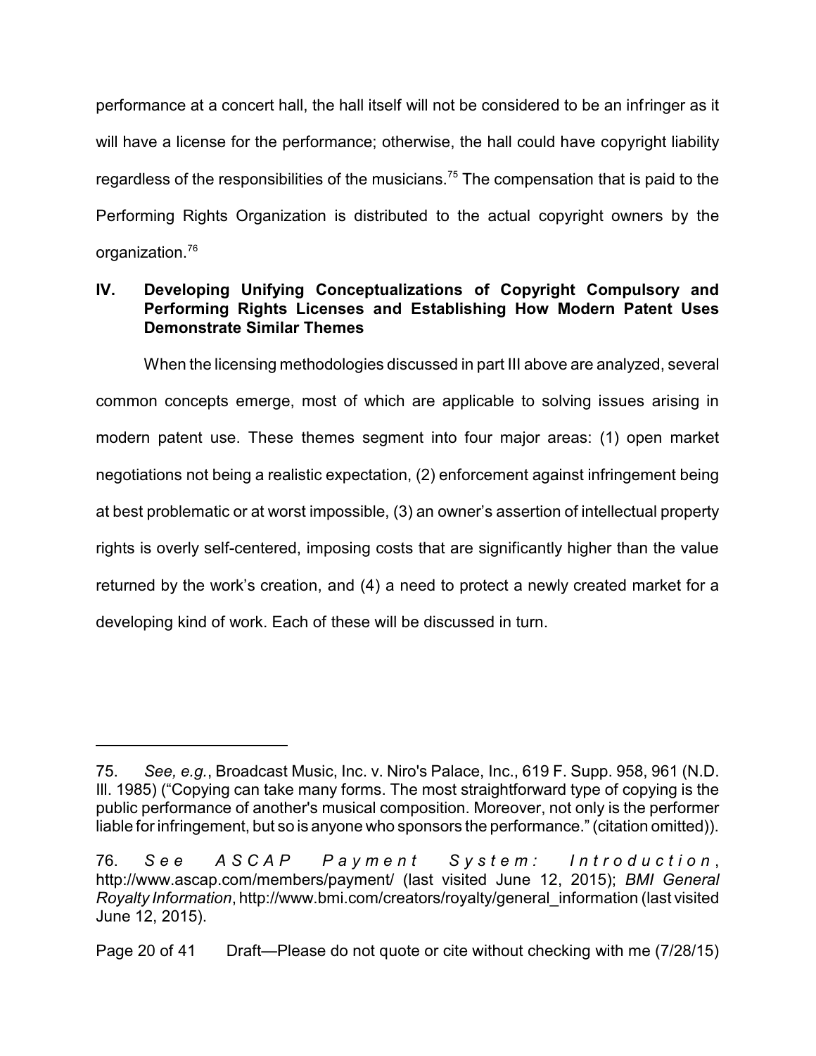performance at a concert hall, the hall itself will not be considered to be an infringer as it will have a license for the performance; otherwise, the hall could have copyright liability regardless of the responsibilities of the musicians.[75] The compensation that is paid to the Performing Rights Organization is distributed to the actual copyright owners by the organization.[76]

## IV. Developing Unifying Conceptualizations of Copyright Compulsory and Performing Rights Licenses and Establishing How Modern Patent Uses Demonstrate Similar Themes

When the licensing methodologies discussed in part III above are analyzed, several common concepts emerge, most of which are applicable to solving issues arising in modern patent use. These themes segment into four major areas: (1) open market negotiations not being a realistic expectation, (2) enforcement against infringement being at best problematic or at worst impossible, (3) an owner's assertion of intellectual property rights is overly self-centered, imposing costs that are significantly higher than the value returned by the work's creation, and (4) a need to protect a newly created market for a developing kind of work. Each of these will be discussed in turn.

---

75. *See, e.g.*, Broadcast Music, Inc. v. Niro's Palace, Inc., 619 F. Supp. 958, 961 (N.D. Ill. 1985) ("Copying can take many forms. The most straightforward type of copying is the public performance of another's musical composition. Moreover, not only is the performer liable for infringement, but so is anyone who sponsors the performance." (citation omitted)).

76. *See ASCAP Payment System: Introduction*, http://www.ascap.com/members/payment/ (last visited June 12, 2015); *BMI General Royalty Information*, http://www.bmi.com/creators/royalty/general_information (last visited June 12, 2015).

Draft—Please do not quote or cite without checking with me (7/28/15)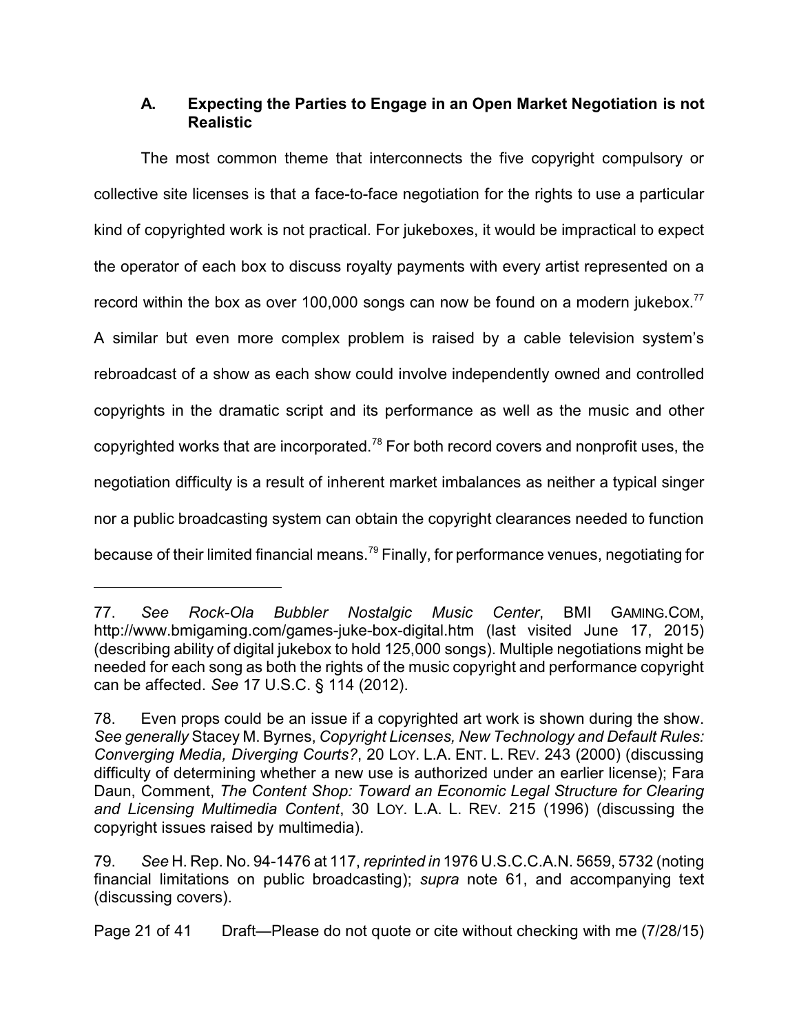### A. Expecting the Parties to Engage in an Open Market Negotiation is not Realistic

The most common theme that interconnects the five copyright compulsory or collective site licenses is that a face-to-face negotiation for the rights to use a particular kind of copyrighted work is not practical. For jukeboxes, it would be impractical to expect the operator of each box to discuss royalty payments with every artist represented on a record within the box as over 100,000 songs can now be found on a modern jukebox.[77] A similar but even more complex problem is raised by a cable television system's rebroadcast of a show as each show could involve independently owned and controlled copyrights in the dramatic script and its performance as well as the music and other copyrighted works that are incorporated.[78] For both record covers and nonprofit uses, the negotiation difficulty is a result of inherent market imbalances as neither a typical singer nor a public broadcasting system can obtain the copyright clearances needed to function because of their limited financial means.[79] Finally, for performance venues, negotiating for

---

77. *See Rock-Ola Bubbler Nostalgic Music Center*, BMI GAMING.COM, http://www.bmigaming.com/games-juke-box-digital.htm (last visited June 17, 2015) (describing ability of digital jukebox to hold 125,000 songs). Multiple negotiations might be needed for each song as both the rights of the music copyright and performance copyright can be affected. *See* 17 U.S.C. § 114 (2012).

78. Even props could be an issue if a copyrighted art work is shown during the show. *See generally* Stacey M. Byrnes, *Copyright Licenses, New Technology and Default Rules: Converging Media, Diverging Courts?*, 20 LOY. L.A. ENT. L. REV. 243 (2000) (discussing difficulty of determining whether a new use is authorized under an earlier license); Fara Daun, Comment, *The Content Shop: Toward an Economic Legal Structure for Clearing and Licensing Multimedia Content*, 30 LOY. L.A. L. REV. 215 (1996) (discussing the copyright issues raised by multimedia).

79. *See* H. Rep. No. 94-1476 at 117, *reprinted in* 1976 U.S.C.C.A.N. 5659, 5732 (noting financial limitations on public broadcasting); *supra* note 61, and accompanying text (discussing covers).

Draft—Please do not quote or cite without checking with me (7/28/15)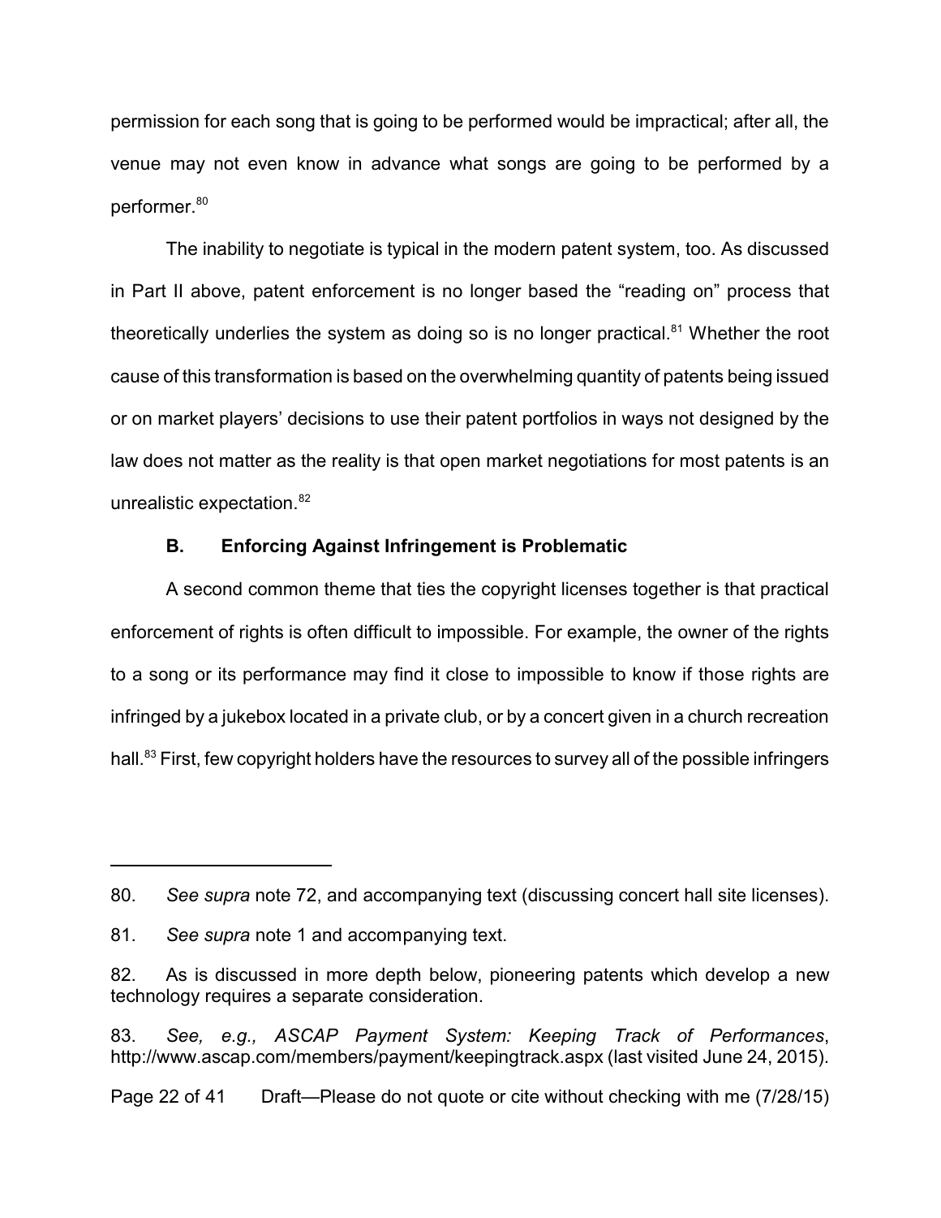permission for each song that is going to be performed would be impractical; after all, the venue may not even know in advance what songs are going to be performed by a performer.[80]

The inability to negotiate is typical in the modern patent system, too. As discussed in Part II above, patent enforcement is no longer based the "reading on" process that theoretically underlies the system as doing so is no longer practical.[81] Whether the root cause of this transformation is based on the overwhelming quantity of patents being issued or on market players' decisions to use their patent portfolios in ways not designed by the law does not matter as the reality is that open market negotiations for most patents is an unrealistic expectation.[82]

### B. Enforcing Against Infringement is Problematic

A second common theme that ties the copyright licenses together is that practical enforcement of rights is often difficult to impossible. For example, the owner of the rights to a song or its performance may find it close to impossible to know if those rights are infringed by a jukebox located in a private club, or by a concert given in a church recreation hall.[83] First, few copyright holders have the resources to survey all of the possible infringers

---

80. *See supra* note 72, and accompanying text (discussing concert hall site licenses).

81. *See supra* note 1 and accompanying text.

82. As is discussed in more depth below, pioneering patents which develop a new technology requires a separate consideration.

83. *See, e.g., ASCAP Payment System: Keeping Track of Performances*, http://www.ascap.com/members/payment/keepingtrack.aspx (last visited June 24, 2015).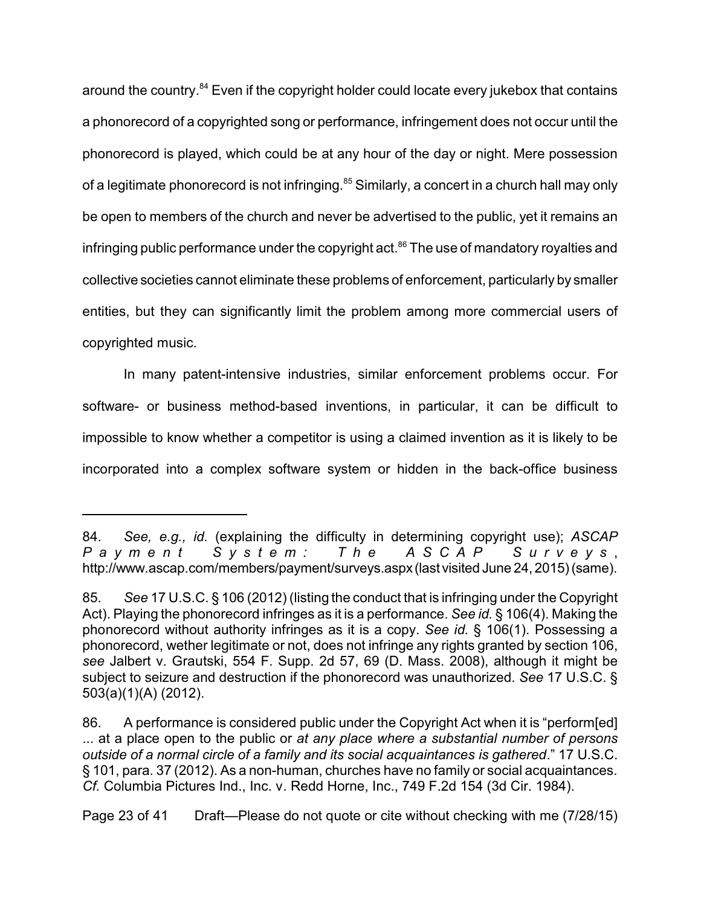around the country.[84] Even if the copyright holder could locate every jukebox that contains a phonorecord of a copyrighted song or performance, infringement does not occur until the phonorecord is played, which could be at any hour of the day or night. Mere possession of a legitimate phonorecord is not infringing.[85] Similarly, a concert in a church hall may only be open to members of the church and never be advertised to the public, yet it remains an infringing public performance under the copyright act.[86] The use of mandatory royalties and collective societies cannot eliminate these problems of enforcement, particularly by smaller entities, but they can significantly limit the problem among more commercial users of copyrighted music.

In many patent-intensive industries, similar enforcement problems occur. For software- or business method-based inventions, in particular, it can be difficult to impossible to know whether a competitor is using a claimed invention as it is likely to be incorporated into a complex software system or hidden in the back-office business

---

84. *See, e.g., id.* (explaining the difficulty in determining copyright use); *ASCAP Payment System: The ASCAP Surveys*, http://www.ascap.com/members/payment/surveys.aspx (last visited June 24, 2015) (same).

85. *See* 17 U.S.C. § 106 (2012) (listing the conduct that is infringing under the Copyright Act). Playing the phonorecord infringes as it is a performance. *See id.* § 106(4). Making the phonorecord without authority infringes as it is a copy. *See id.* § 106(1). Possessing a phonorecord, wether legitimate or not, does not infringe any rights granted by section 106, *see* Jalbert v. Grautski, 554 F. Supp. 2d 57, 69 (D. Mass. 2008), although it might be subject to seizure and destruction if the phonorecord was unauthorized. *See* 17 U.S.C. § 503(a)(1)(A) (2012).

86. A performance is considered public under the Copyright Act when it is "perform[ed] ... at a place open to the public or *at any place where a substantial number of persons outside of a normal circle of a family and its social acquaintances is gathered*." 17 U.S.C. § 101, para. 37 (2012). As a non-human, churches have no family or social acquaintances. *Cf.* Columbia Pictures Ind., Inc. v. Redd Horne, Inc., 749 F.2d 154 (3d Cir. 1984).

Draft—Please do not quote or cite without checking with me (7/28/15)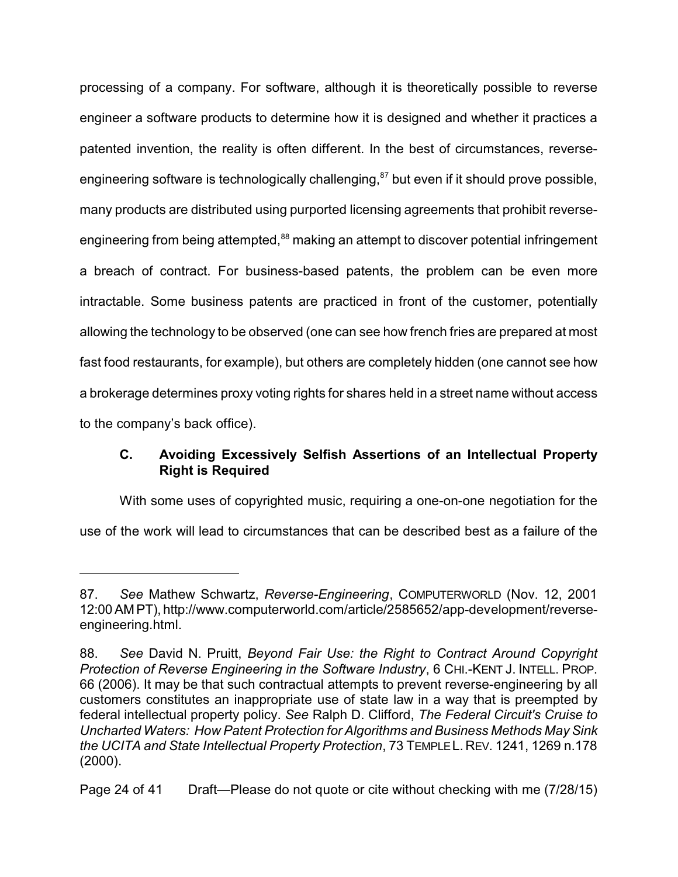processing of a company. For software, although it is theoretically possible to reverse engineer a software products to determine how it is designed and whether it practices a patented invention, the reality is often different. In the best of circumstances, reverse-engineering software is technologically challenging,[87] but even if it should prove possible, many products are distributed using purported licensing agreements that prohibit reverse-engineering from being attempted,[88] making an attempt to discover potential infringement a breach of contract. For business-based patents, the problem can be even more intractable. Some business patents are practiced in front of the customer, potentially allowing the technology to be observed (one can see how french fries are prepared at most fast food restaurants, for example), but others are completely hidden (one cannot see how a brokerage determines proxy voting rights for shares held in a street name without access to the company's back office).

### C. Avoiding Excessively Selfish Assertions of an Intellectual Property Right is Required

With some uses of copyrighted music, requiring a one-on-one negotiation for the use of the work will lead to circumstances that can be described best as a failure of the

---

87. *See* Mathew Schwartz, *Reverse-Engineering*, COMPUTERWORLD (Nov. 12, 2001 12:00 AM PT), http://www.computerworld.com/article/2585652/app-development/reverse-engineering.html.

88. *See* David N. Pruitt, *Beyond Fair Use: the Right to Contract Around Copyright Protection of Reverse Engineering in the Software Industry*, 6 CHI.-KENT J. INTELL. PROP. 66 (2006). It may be that such contractual attempts to prevent reverse-engineering by all customers constitutes an inappropriate use of state law in a way that is preempted by federal intellectual property policy. *See* Ralph D. Clifford, *The Federal Circuit's Cruise to Uncharted Waters: How Patent Protection for Algorithms and Business Methods May Sink the UCITA and State Intellectual Property Protection*, 73 TEMPLE L. REV. 1241, 1269 n.178 (2000).

Draft—Please do not quote or cite without checking with me (7/28/15)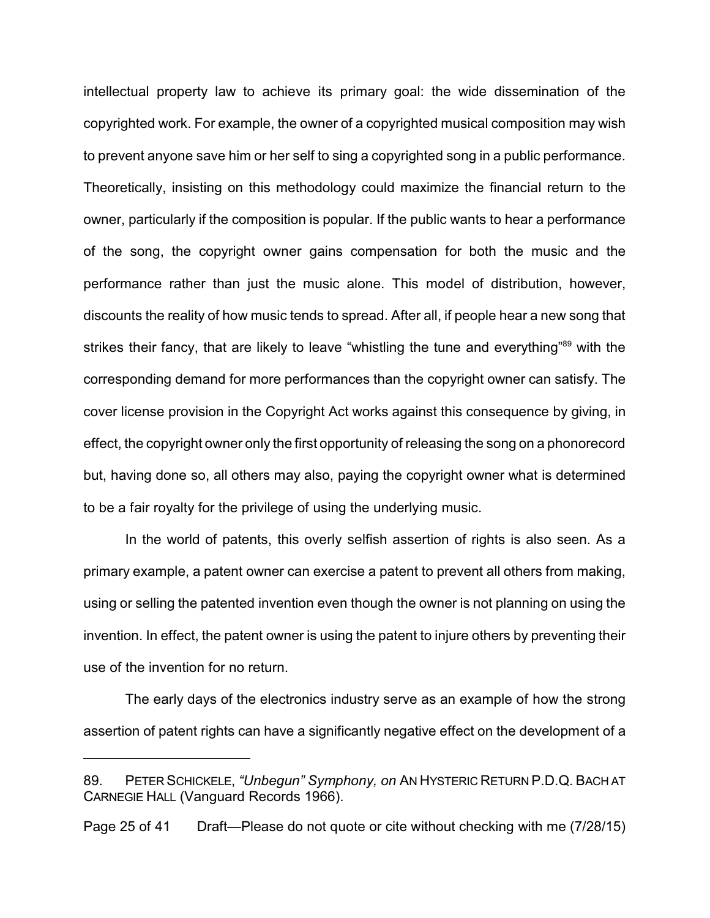intellectual property law to achieve its primary goal: the wide dissemination of the copyrighted work. For example, the owner of a copyrighted musical composition may wish to prevent anyone save him or her self to sing a copyrighted song in a public performance. Theoretically, insisting on this methodology could maximize the financial return to the owner, particularly if the composition is popular. If the public wants to hear a performance of the song, the copyright owner gains compensation for both the music and the performance rather than just the music alone. This model of distribution, however, discounts the reality of how music tends to spread. After all, if people hear a new song that strikes their fancy, that are likely to leave "whistling the tune and everything"[89] with the corresponding demand for more performances than the copyright owner can satisfy. The cover license provision in the Copyright Act works against this consequence by giving, in effect, the copyright owner only the first opportunity of releasing the song on a phonorecord but, having done so, all others may also, paying the copyright owner what is determined to be a fair royalty for the privilege of using the underlying music.

In the world of patents, this overly selfish assertion of rights is also seen. As a primary example, a patent owner can exercise a patent to prevent all others from making, using or selling the patented invention even though the owner is not planning on using the invention. In effect, the patent owner is using the patent to injure others by preventing their use of the invention for no return.

The early days of the electronics industry serve as an example of how the strong assertion of patent rights can have a significantly negative effect on the development of a

---

89. PETER SCHICKELE, *"Unbegun" Symphony, on* AN HYSTERIC RETURN P.D.Q. BACH AT CARNEGIE HALL (Vanguard Records 1966).

Draft—Please do not quote or cite without checking with me (7/28/15)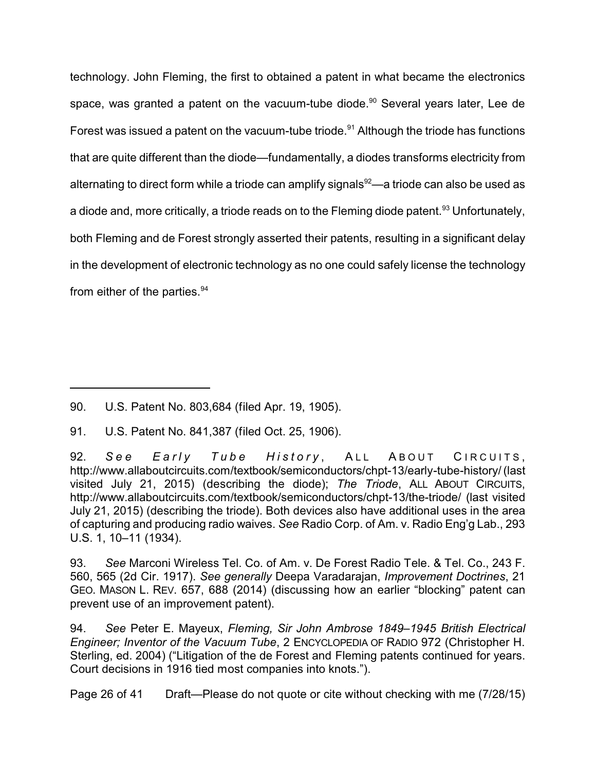technology. John Fleming, the first to obtained a patent in what became the electronics space, was granted a patent on the vacuum-tube diode.[90] Several years later, Lee de Forest was issued a patent on the vacuum-tube triode.[91] Although the triode has functions that are quite different than the diode—fundamentally, a diodes transforms electricity from alternating to direct form while a triode can amplify signals[92]—a triode can also be used as a diode and, more critically, a triode reads on to the Fleming diode patent.[93] Unfortunately, both Fleming and de Forest strongly asserted their patents, resulting in a significant delay in the development of electronic technology as no one could safely license the technology from either of the parties.[94]

---

90. U.S. Patent No. 803,684 (filed Apr. 19, 1905).

91. U.S. Patent No. 841,387 (filed Oct. 25, 1906).

92. *See Early Tube History*, ALL ABOUT CIRCUITS, http://www.allaboutcircuits.com/textbook/semiconductors/chpt-13/early-tube-history/ (last visited July 21, 2015) (describing the diode); *The Triode*, ALL ABOUT CIRCUITS, http://www.allaboutcircuits.com/textbook/semiconductors/chpt-13/the-triode/ (last visited July 21, 2015) (describing the triode). Both devices also have additional uses in the area of capturing and producing radio waives. *See* Radio Corp. of Am. v. Radio Eng'g Lab., 293 U.S. 1, 10–11 (1934).

93. *See* Marconi Wireless Tel. Co. of Am. v. De Forest Radio Tele. & Tel. Co., 243 F. 560, 565 (2d Cir. 1917). *See generally* Deepa Varadarajan, *Improvement Doctrines*, 21 GEO. MASON L. REV. 657, 688 (2014) (discussing how an earlier "blocking" patent can prevent use of an improvement patent).

94. *See* Peter E. Mayeux, *Fleming, Sir John Ambrose 1849–1945 British Electrical Engineer; Inventor of the Vacuum Tube*, 2 ENCYCLOPEDIA OF RADIO 972 (Christopher H. Sterling, ed. 2004) ("Litigation of the de Forest and Fleming patents continued for years. Court decisions in 1916 tied most companies into knots.").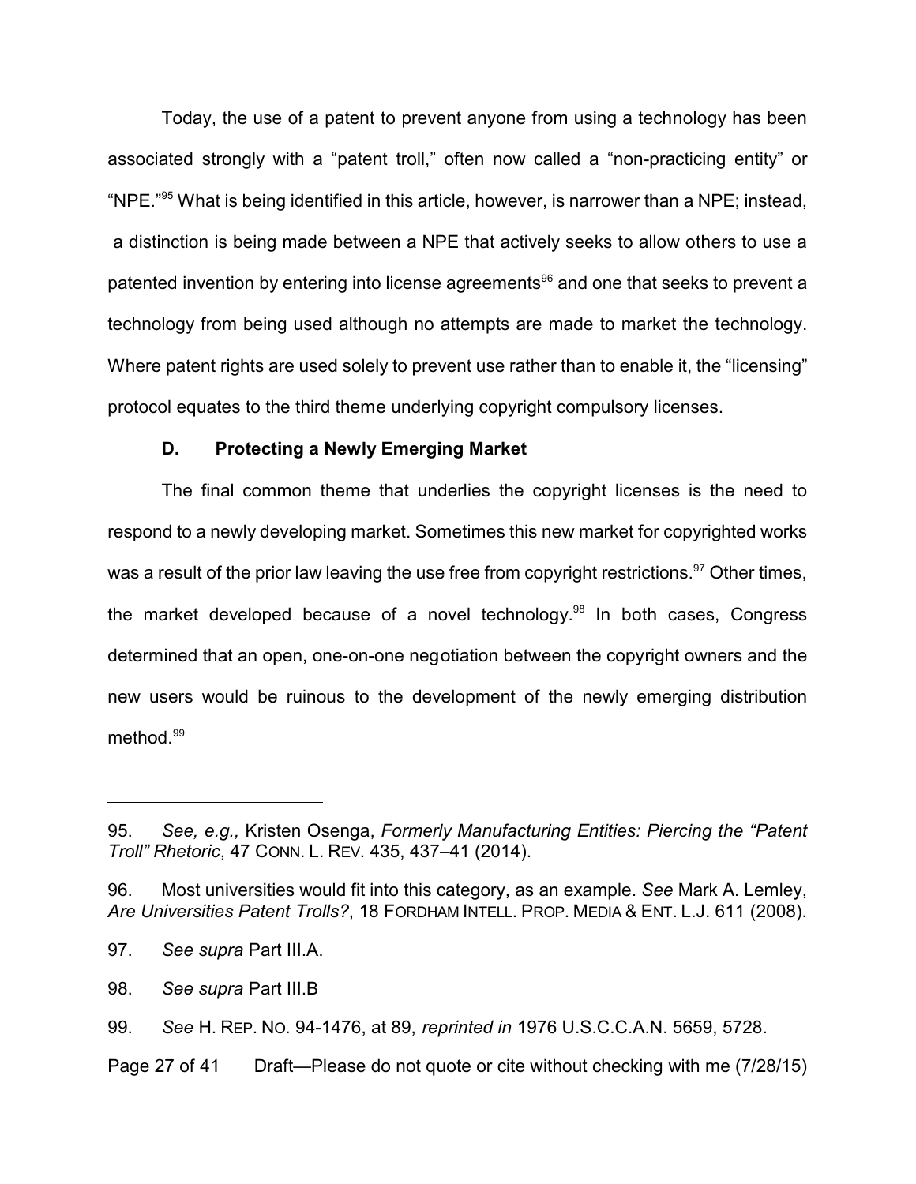Today, the use of a patent to prevent anyone from using a technology has been associated strongly with a "patent troll," often now called a "non-practicing entity" or "NPE."[95] What is being identified in this article, however, is narrower than a NPE; instead, a distinction is being made between a NPE that actively seeks to allow others to use a patented invention by entering into license agreements[96] and one that seeks to prevent a technology from being used although no attempts are made to market the technology. Where patent rights are used solely to prevent use rather than to enable it, the "licensing" protocol equates to the third theme underlying copyright compulsory licenses.

### D. Protecting a Newly Emerging Market

The final common theme that underlies the copyright licenses is the need to respond to a newly developing market. Sometimes this new market for copyrighted works was a result of the prior law leaving the use free from copyright restrictions.[97] Other times, the market developed because of a novel technology.[98] In both cases, Congress determined that an open, one-on-one negotiation between the copyright owners and the new users would be ruinous to the development of the newly emerging distribution method.[99]

---

95. *See, e.g.,* Kristen Osenga, *Formerly Manufacturing Entities: Piercing the "Patent Troll" Rhetoric*, 47 CONN. L. REV. 435, 437–41 (2014).

96. Most universities would fit into this category, as an example. *See* Mark A. Lemley, *Are Universities Patent Trolls?*, 18 FORDHAM INTELL. PROP. MEDIA & ENT. L.J. 611 (2008).

97. *See supra* Part III.A.

98. *See supra* Part III.B

99. *See* H. REP. NO. 94-1476, at 89, *reprinted in* 1976 U.S.C.C.A.N. 5659, 5728.

Draft—Please do not quote or cite without checking with me (7/28/15)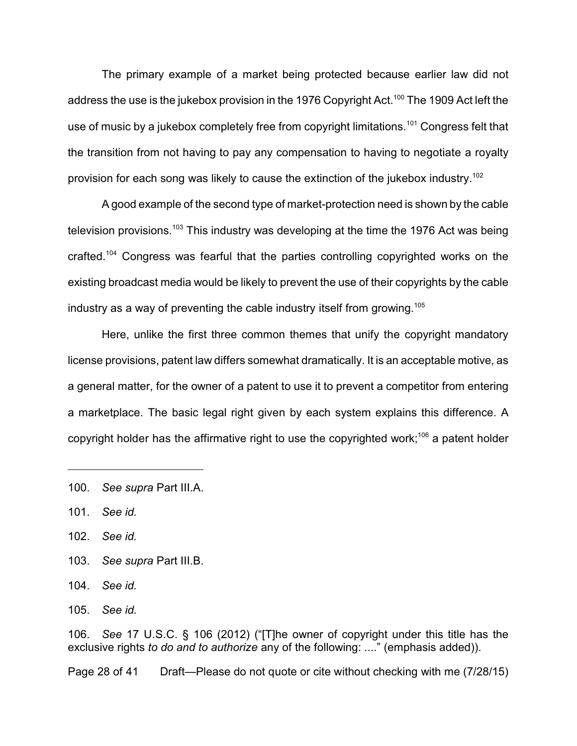The primary example of a market being protected because earlier law did not address the use is the jukebox provision in the 1976 Copyright Act.[100] The 1909 Act left the use of music by a jukebox completely free from copyright limitations.[101] Congress felt that the transition from not having to pay any compensation to having to negotiate a royalty provision for each song was likely to cause the extinction of the jukebox industry.[102]

A good example of the second type of market-protection need is shown by the cable television provisions.[103] This industry was developing at the time the 1976 Act was being crafted.[104] Congress was fearful that the parties controlling copyrighted works on the existing broadcast media would be likely to prevent the use of their copyrights by the cable industry as a way of preventing the cable industry itself from growing.[105]

Here, unlike the first three common themes that unify the copyright mandatory license provisions, patent law differs somewhat dramatically. It is an acceptable motive, as a general matter, for the owner of a patent to use it to prevent a competitor from entering a marketplace. The basic legal right given by each system explains this difference. A copyright holder has the affirmative right to use the copyrighted work;[106] a patent holder

---

100. *See supra* Part III.A.

101. *See id.*

102. *See id.*

103. *See supra* Part III.B.

104. *See id.*

105. *See id.*

106. *See* 17 U.S.C. § 106 (2012) ("[T]he owner of copyright under this title has the exclusive rights *to do and to authorize* any of the following: ...." (emphasis added)).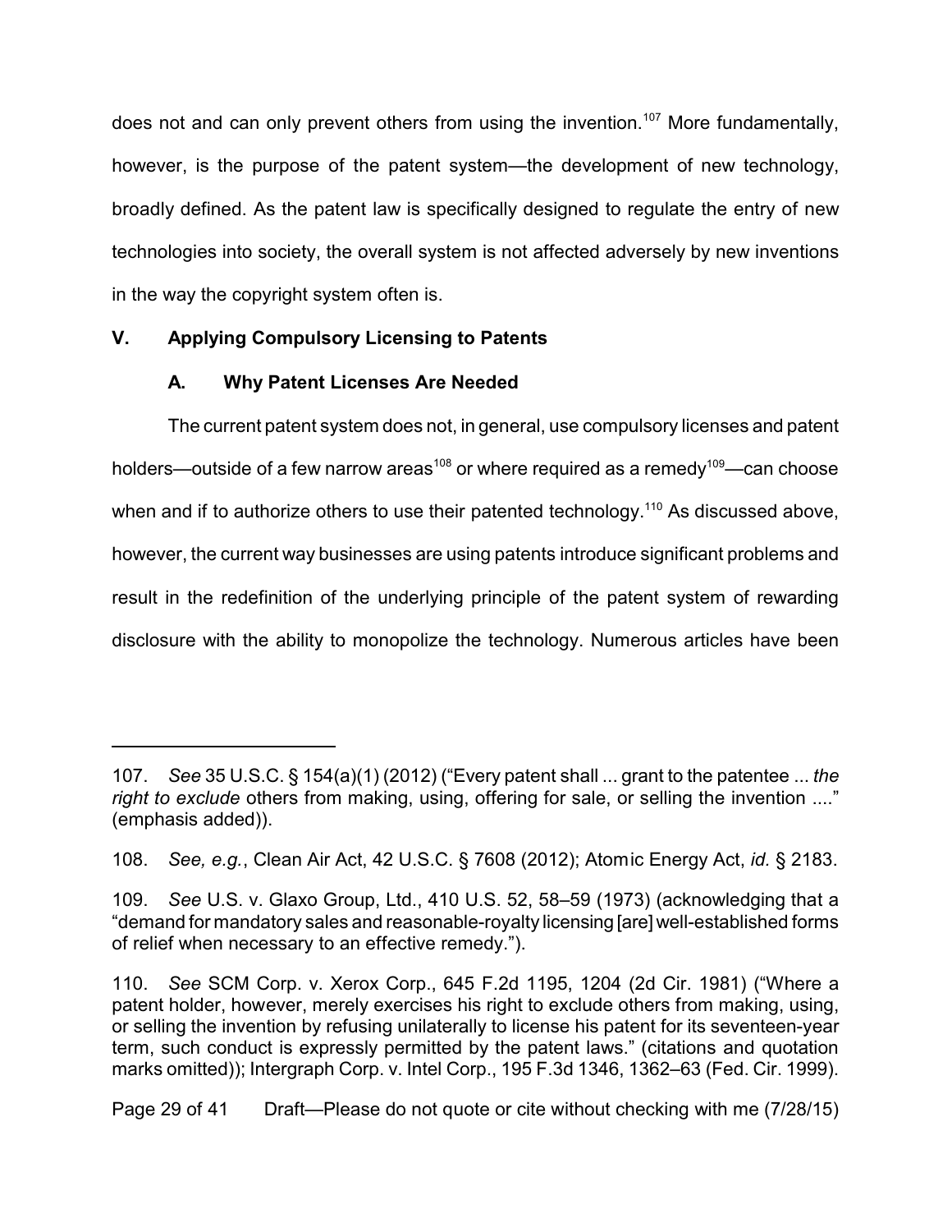does not and can only prevent others from using the invention.[107] More fundamentally, however, is the purpose of the patent system—the development of new technology, broadly defined. As the patent law is specifically designed to regulate the entry of new technologies into society, the overall system is not affected adversely by new inventions in the way the copyright system often is.

## V. Applying Compulsory Licensing to Patents

### A. Why Patent Licenses Are Needed

The current patent system does not, in general, use compulsory licenses and patent holders—outside of a few narrow areas[108] or where required as a remedy[109]—can choose when and if to authorize others to use their patented technology.[110] As discussed above, however, the current way businesses are using patents introduce significant problems and result in the redefinition of the underlying principle of the patent system of rewarding disclosure with the ability to monopolize the technology. Numerous articles have been

---

107. *See* 35 U.S.C. § 154(a)(1) (2012) ("Every patent shall ... grant to the patentee ... *the right to exclude* others from making, using, offering for sale, or selling the invention ...." (emphasis added)).

108. *See, e.g.*, Clean Air Act, 42 U.S.C. § 7608 (2012); Atomic Energy Act, *id.* § 2183.

109. *See* U.S. v. Glaxo Group, Ltd., 410 U.S. 52, 58–59 (1973) (acknowledging that a "demand for mandatory sales and reasonable-royalty licensing [are] well-established forms of relief when necessary to an effective remedy.").

110. *See* SCM Corp. v. Xerox Corp., 645 F.2d 1195, 1204 (2d Cir. 1981) ("Where a patent holder, however, merely exercises his right to exclude others from making, using, or selling the invention by refusing unilaterally to license his patent for its seventeen-year term, such conduct is expressly permitted by the patent laws." (citations and quotation marks omitted)); Intergraph Corp. v. Intel Corp., 195 F.3d 1346, 1362–63 (Fed. Cir. 1999).

Draft—Please do not quote or cite without checking with me (7/28/15)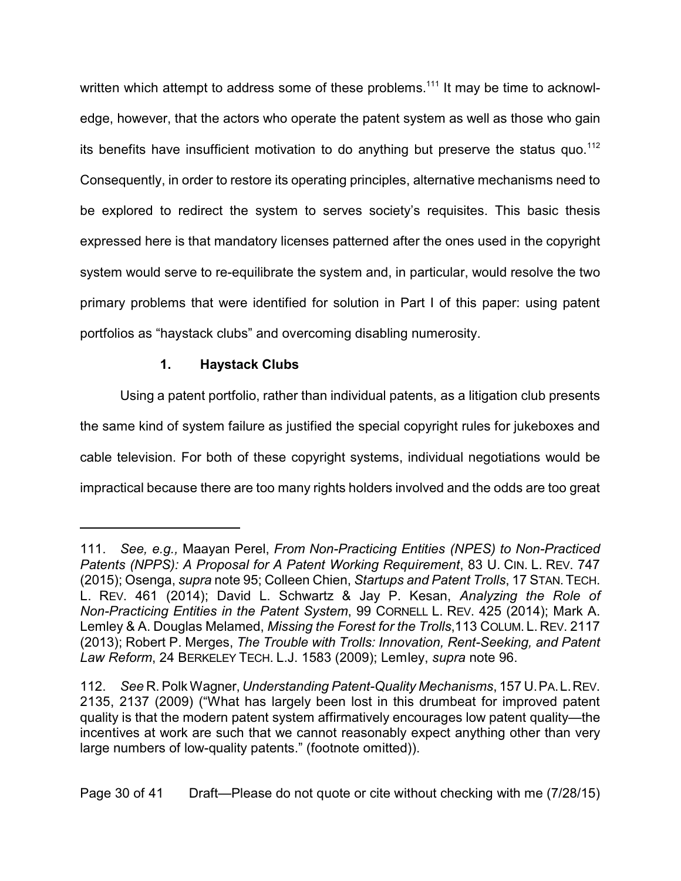written which attempt to address some of these problems.[111] It may be time to acknowledge, however, that the actors who operate the patent system as well as those who gain its benefits have insufficient motivation to do anything but preserve the status quo.[112] Consequently, in order to restore its operating principles, alternative mechanisms need to be explored to redirect the system to serves society's requisites. This basic thesis expressed here is that mandatory licenses patterned after the ones used in the copyright system would serve to re-equilibrate the system and, in particular, would resolve the two primary problems that were identified for solution in Part I of this paper: using patent portfolios as "haystack clubs" and overcoming disabling numerosity.

### 1. Haystack Clubs

Using a patent portfolio, rather than individual patents, as a litigation club presents the same kind of system failure as justified the special copyright rules for jukeboxes and cable television. For both of these copyright systems, individual negotiations would be impractical because there are too many rights holders involved and the odds are too great

---

111. *See, e.g.,* Maayan Perel, *From Non-Practicing Entities (NPES) to Non-Practiced Patents (NPPS): A Proposal for A Patent Working Requirement*, 83 U. CIN. L. REV. 747 (2015); Osenga, *supra* note 95; Colleen Chien, *Startups and Patent Trolls*, 17 STAN. TECH. L. REV. 461 (2014); David L. Schwartz & Jay P. Kesan, *Analyzing the Role of Non-Practicing Entities in the Patent System*, 99 CORNELL L. REV. 425 (2014); Mark A. Lemley & A. Douglas Melamed, *Missing the Forest for the Trolls*,113 COLUM. L. REV. 2117 (2013); Robert P. Merges, *The Trouble with Trolls: Innovation, Rent-Seeking, and Patent Law Reform*, 24 BERKELEY TECH. L.J. 1583 (2009); Lemley, *supra* note 96.

112. *See* R. Polk Wagner, *Understanding Patent-Quality Mechanisms*, 157 U. PA. L. REV. 2135, 2137 (2009) ("What has largely been lost in this drumbeat for improved patent quality is that the modern patent system affirmatively encourages low patent quality—the incentives at work are such that we cannot reasonably expect anything other than very large numbers of low-quality patents." (footnote omitted)).

Draft—Please do not quote or cite without checking with me (7/28/15)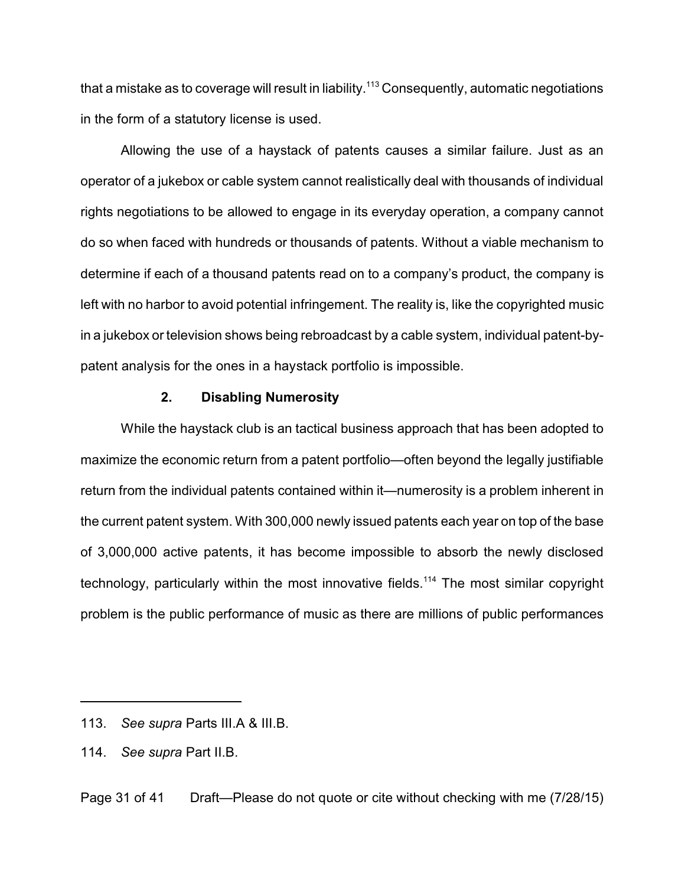that a mistake as to coverage will result in liability.[113] Consequently, automatic negotiations in the form of a statutory license is used.

Allowing the use of a haystack of patents causes a similar failure. Just as an operator of a jukebox or cable system cannot realistically deal with thousands of individual rights negotiations to be allowed to engage in its everyday operation, a company cannot do so when faced with hundreds or thousands of patents. Without a viable mechanism to determine if each of a thousand patents read on to a company's product, the company is left with no harbor to avoid potential infringement. The reality is, like the copyrighted music in a jukebox or television shows being rebroadcast by a cable system, individual patent-by-patent analysis for the ones in a haystack portfolio is impossible.

#### 2. Disabling Numerosity

While the haystack club is an tactical business approach that has been adopted to maximize the economic return from a patent portfolio—often beyond the legally justifiable return from the individual patents contained within it—numerosity is a problem inherent in the current patent system. With 300,000 newly issued patents each year on top of the base of 3,000,000 active patents, it has become impossible to absorb the newly disclosed technology, particularly within the most innovative fields.[114] The most similar copyright problem is the public performance of music as there are millions of public performances

---

113. *See supra* Parts III.A & III.B.

114. *See supra* Part II.B.

Draft—Please do not quote or cite without checking with me (7/28/15)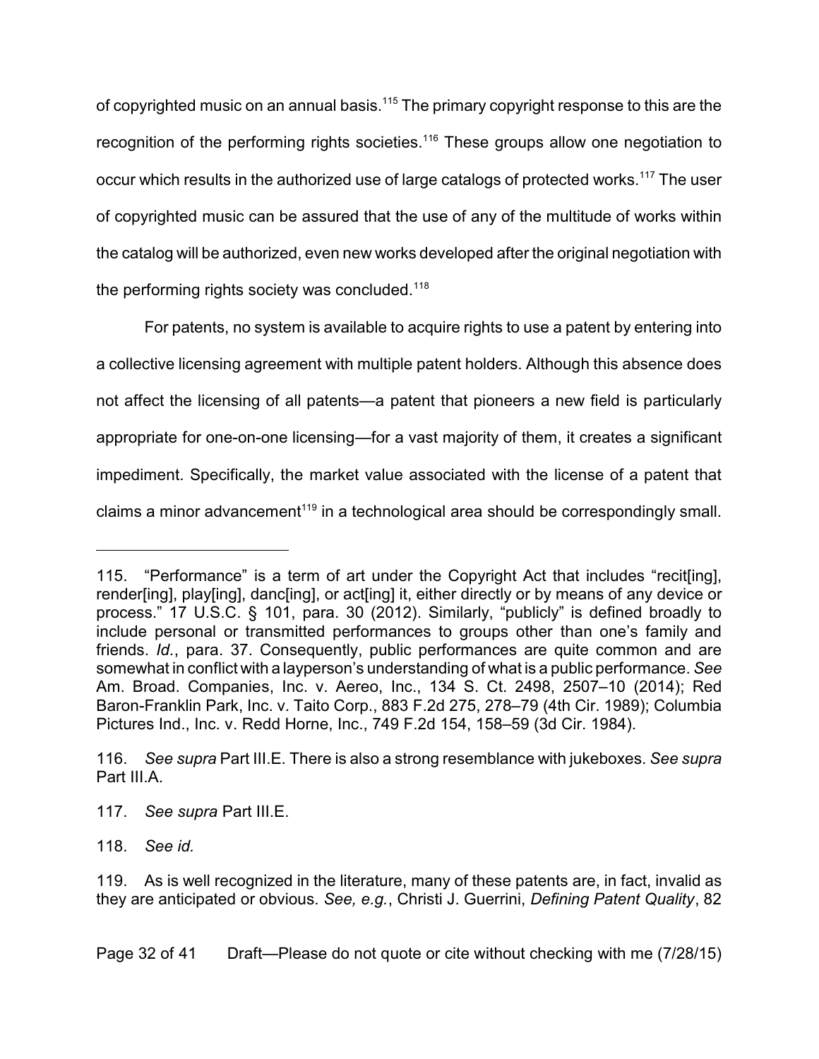of copyrighted music on an annual basis.[115] The primary copyright response to this are the recognition of the performing rights societies.[116] These groups allow one negotiation to occur which results in the authorized use of large catalogs of protected works.[117] The user of copyrighted music can be assured that the use of any of the multitude of works within the catalog will be authorized, even new works developed after the original negotiation with the performing rights society was concluded.[118]

For patents, no system is available to acquire rights to use a patent by entering into a collective licensing agreement with multiple patent holders. Although this absence does not affect the licensing of all patents—a patent that pioneers a new field is particularly appropriate for one-on-one licensing—for a vast majority of them, it creates a significant impediment. Specifically, the market value associated with the license of a patent that claims a minor advancement[119] in a technological area should be correspondingly small.

---

115. "Performance" is a term of art under the Copyright Act that includes "recit[ing], render[ing], play[ing], danc[ing], or act[ing] it, either directly or by means of any device or process." 17 U.S.C. § 101, para. 30 (2012). Similarly, "publicly" is defined broadly to include personal or transmitted performances to groups other than one's family and friends. *Id.*, para. 37. Consequently, public performances are quite common and are somewhat in conflict with a layperson's understanding of what is a public performance. *See* Am. Broad. Companies, Inc. v. Aereo, Inc., 134 S. Ct. 2498, 2507–10 (2014); Red Baron-Franklin Park, Inc. v. Taito Corp., 883 F.2d 275, 278–79 (4th Cir. 1989); Columbia Pictures Ind., Inc. v. Redd Horne, Inc., 749 F.2d 154, 158–59 (3d Cir. 1984).

116. *See supra* Part III.E. There is also a strong resemblance with jukeboxes. *See supra* Part III.A.

117. *See supra* Part III.E.

118. *See id.*

119. As is well recognized in the literature, many of these patents are, in fact, invalid as they are anticipated or obvious. *See, e.g.*, Christi J. Guerrini, *Defining Patent Quality*, 82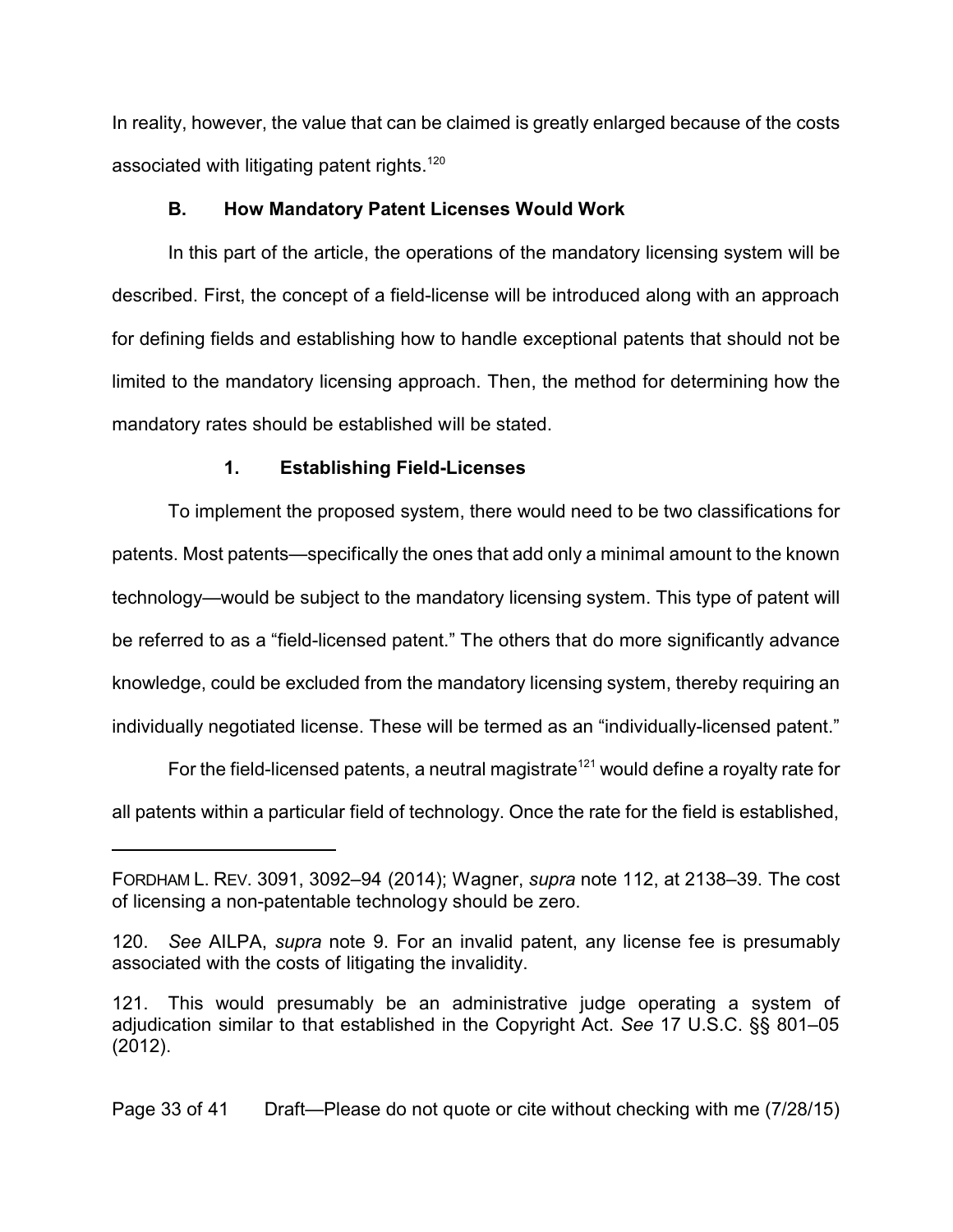In reality, however, the value that can be claimed is greatly enlarged because of the costs associated with litigating patent rights.[120]

### B. How Mandatory Patent Licenses Would Work

In this part of the article, the operations of the mandatory licensing system will be described. First, the concept of a field-license will be introduced along with an approach for defining fields and establishing how to handle exceptional patents that should not be limited to the mandatory licensing approach. Then, the method for determining how the mandatory rates should be established will be stated.

#### 1. Establishing Field-Licenses

To implement the proposed system, there would need to be two classifications for patents. Most patents—specifically the ones that add only a minimal amount to the known technology—would be subject to the mandatory licensing system. This type of patent will be referred to as a "field-licensed patent." The others that do more significantly advance knowledge, could be excluded from the mandatory licensing system, thereby requiring an individually negotiated license. These will be termed as an "individually-licensed patent."

For the field-licensed patents, a neutral magistrate[121] would define a royalty rate for all patents within a particular field of technology. Once the rate for the field is established,

---

FORDHAM L. REV. 3091, 3092–94 (2014); Wagner, *supra* note 112, at 2138–39. The cost of licensing a non-patentable technology should be zero.

120. *See* AILPA, *supra* note 9. For an invalid patent, any license fee is presumably associated with the costs of litigating the invalidity.

121. This would presumably be an administrative judge operating a system of adjudication similar to that established in the Copyright Act. *See* 17 U.S.C. §§ 801–05 (2012).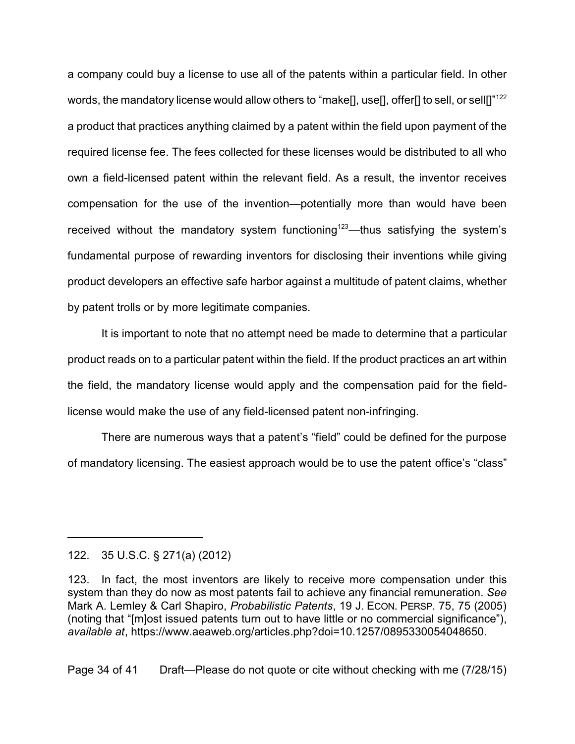a company could buy a license to use all of the patents within a particular field. In other words, the mandatory license would allow others to "make[], use[], offer[] to sell, or sell[]"[122] a product that practices anything claimed by a patent within the field upon payment of the required license fee. The fees collected for these licenses would be distributed to all who own a field-licensed patent within the relevant field. As a result, the inventor receives compensation for the use of the invention—potentially more than would have been received without the mandatory system functioning[123]—thus satisfying the system's fundamental purpose of rewarding inventors for disclosing their inventions while giving product developers an effective safe harbor against a multitude of patent claims, whether by patent trolls or by more legitimate companies.

It is important to note that no attempt need be made to determine that a particular product reads on to a particular patent within the field. If the product practices an art within the field, the mandatory license would apply and the compensation paid for the field-license would make the use of any field-licensed patent non-infringing.

There are numerous ways that a patent's "field" could be defined for the purpose of mandatory licensing. The easiest approach would be to use the patent office's "class"

---

122. 35 U.S.C. § 271(a) (2012)

123. In fact, the most inventors are likely to receive more compensation under this system than they do now as most patents fail to achieve any financial remuneration. *See* Mark A. Lemley & Carl Shapiro, *Probabilistic Patents*, 19 J. ECON. PERSP. 75, 75 (2005) (noting that "[m]ost issued patents turn out to have little or no commercial significance"), *available at*, https://www.aeaweb.org/articles.php?doi=10.1257/0895330054048650.

Draft—Please do not quote or cite without checking with me (7/28/15)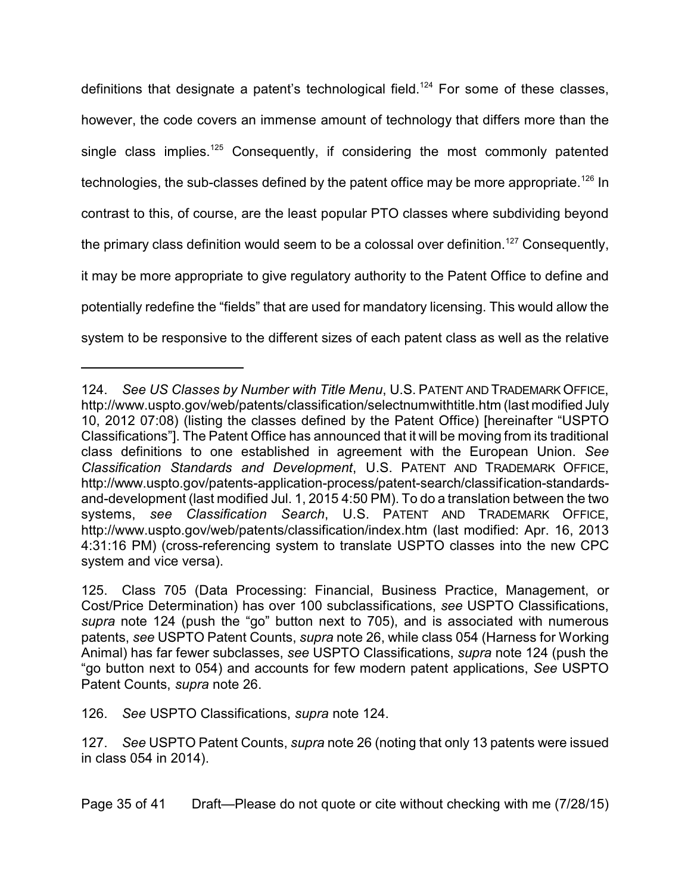definitions that designate a patent's technological field.[124] For some of these classes, however, the code covers an immense amount of technology that differs more than the single class implies.[125] Consequently, if considering the most commonly patented technologies, the sub-classes defined by the patent office may be more appropriate.[126] In contrast to this, of course, are the least popular PTO classes where subdividing beyond the primary class definition would seem to be a colossal over definition.[127] Consequently, it may be more appropriate to give regulatory authority to the Patent Office to define and potentially redefine the "fields" that are used for mandatory licensing. This would allow the system to be responsive to the different sizes of each patent class as well as the relative

---

124. *See US Classes by Number with Title Menu*, U.S. PATENT AND TRADEMARK OFFICE, http://www.uspto.gov/web/patents/classification/selectnumwithtitle.htm (last modified July 10, 2012 07:08) (listing the classes defined by the Patent Office) [hereinafter "USPTO Classifications"]. The Patent Office has announced that it will be moving from its traditional class definitions to one established in agreement with the European Union. *See Classification Standards and Development*, U.S. PATENT AND TRADEMARK OFFICE, http://www.uspto.gov/patents-application-process/patent-search/classification-standards-and-development (last modified Jul. 1, 2015 4:50 PM). To do a translation between the two systems, *see Classification Search*, U.S. PATENT AND TRADEMARK OFFICE, http://www.uspto.gov/web/patents/classification/index.htm (last modified: Apr. 16, 2013 4:31:16 PM) (cross-referencing system to translate USPTO classes into the new CPC system and vice versa).

125. Class 705 (Data Processing: Financial, Business Practice, Management, or Cost/Price Determination) has over 100 subclassifications, *see* USPTO Classifications, *supra* note 124 (push the "go" button next to 705), and is associated with numerous patents, *see* USPTO Patent Counts, *supra* note 26, while class 054 (Harness for Working Animal) has far fewer subclasses, *see* USPTO Classifications, *supra* note 124 (push the "go button next to 054) and accounts for few modern patent applications, *See* USPTO Patent Counts, *supra* note 26.

126. *See* USPTO Classifications, *supra* note 124.

127. *See* USPTO Patent Counts, *supra* note 26 (noting that only 13 patents were issued in class 054 in 2014).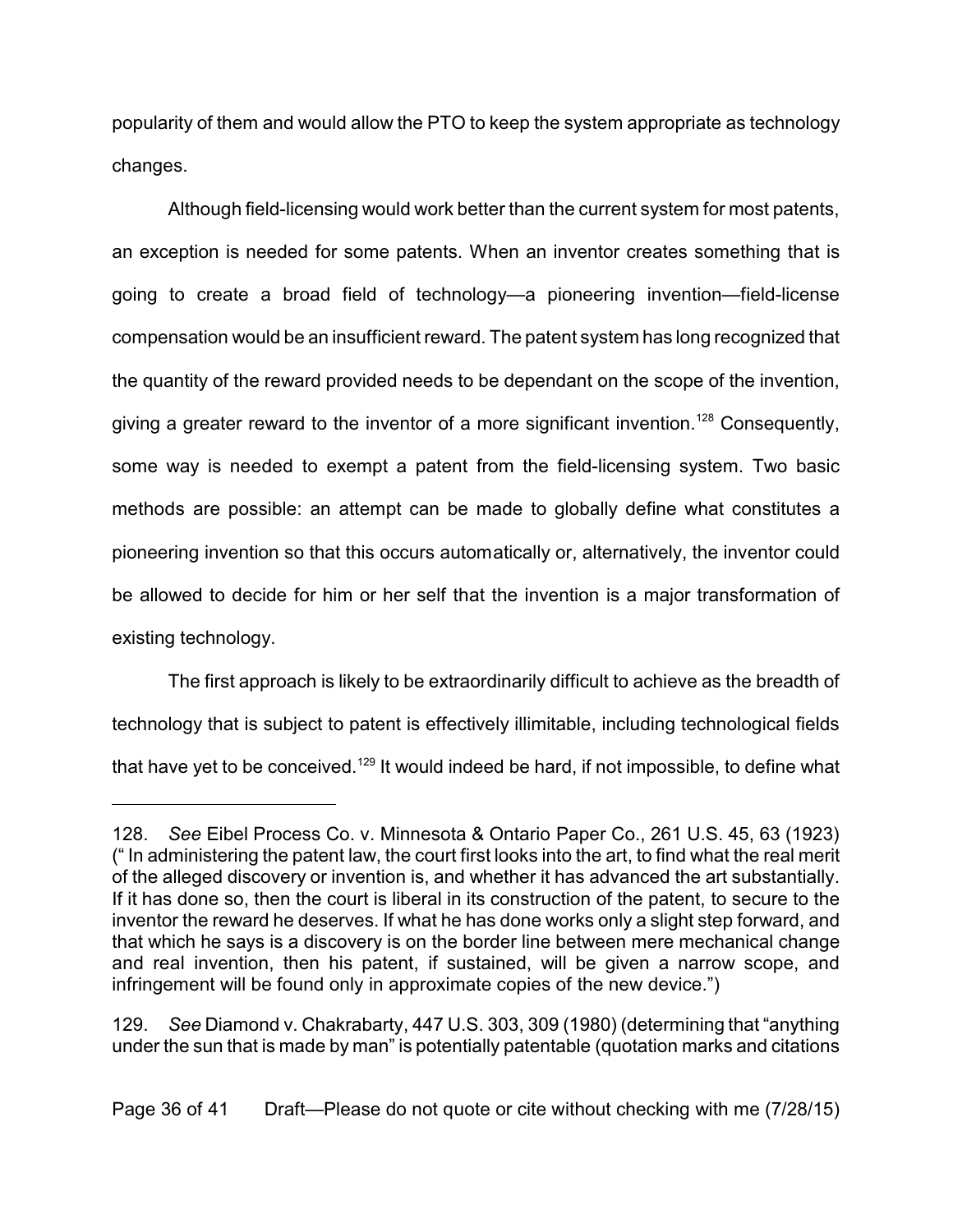popularity of them and would allow the PTO to keep the system appropriate as technology changes.

Although field-licensing would work better than the current system for most patents, an exception is needed for some patents. When an inventor creates something that is going to create a broad field of technology—a pioneering invention—field-license compensation would be an insufficient reward. The patent system has long recognized that the quantity of the reward provided needs to be dependant on the scope of the invention, giving a greater reward to the inventor of a more significant invention.[128] Consequently, some way is needed to exempt a patent from the field-licensing system. Two basic methods are possible: an attempt can be made to globally define what constitutes a pioneering invention so that this occurs automatically or, alternatively, the inventor could be allowed to decide for him or her self that the invention is a major transformation of existing technology.

The first approach is likely to be extraordinarily difficult to achieve as the breadth of technology that is subject to patent is effectively illimitable, including technological fields that have yet to be conceived.[129] It would indeed be hard, if not impossible, to define what

---

128. *See* Eibel Process Co. v. Minnesota & Ontario Paper Co., 261 U.S. 45, 63 (1923) (" In administering the patent law, the court first looks into the art, to find what the real merit of the alleged discovery or invention is, and whether it has advanced the art substantially. If it has done so, then the court is liberal in its construction of the patent, to secure to the inventor the reward he deserves. If what he has done works only a slight step forward, and that which he says is a discovery is on the border line between mere mechanical change and real invention, then his patent, if sustained, will be given a narrow scope, and infringement will be found only in approximate copies of the new device.")

129. *See* Diamond v. Chakrabarty, 447 U.S. 303, 309 (1980) (determining that "anything under the sun that is made by man" is potentially patentable (quotation marks and citations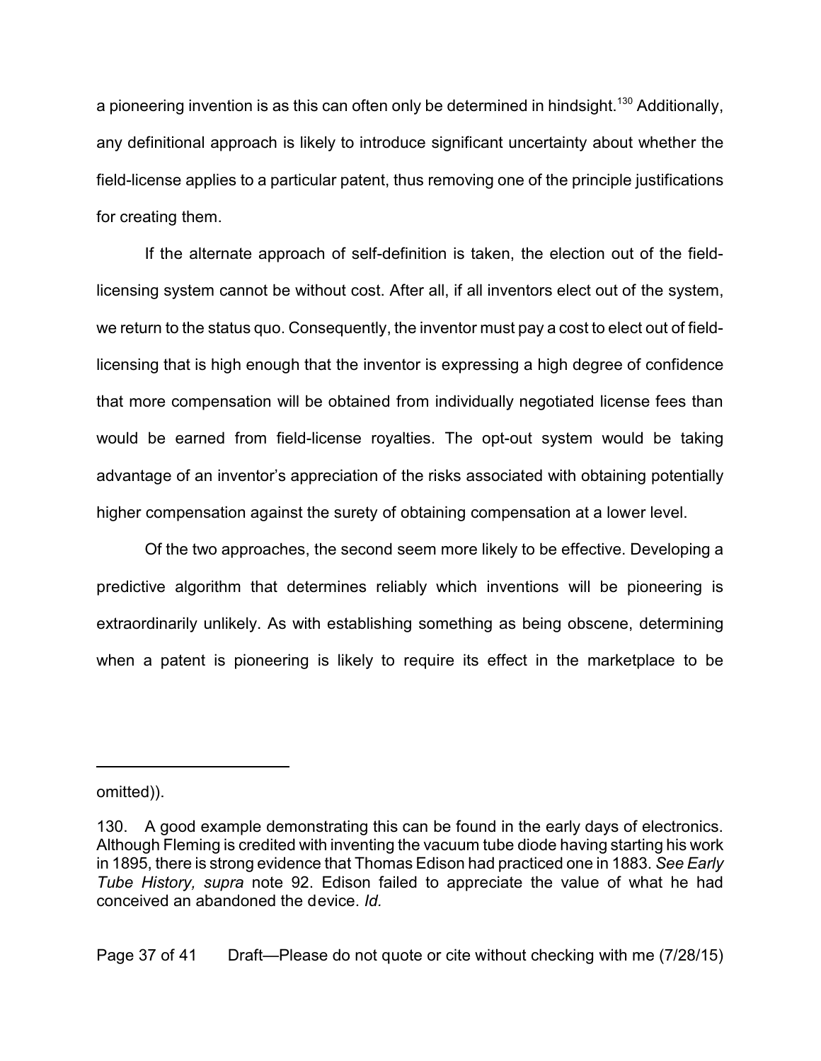a pioneering invention is as this can often only be determined in hindsight.[130] Additionally, any definitional approach is likely to introduce significant uncertainty about whether the field-license applies to a particular patent, thus removing one of the principle justifications for creating them.

If the alternate approach of self-definition is taken, the election out of the field-licensing system cannot be without cost. After all, if all inventors elect out of the system, we return to the status quo. Consequently, the inventor must pay a cost to elect out of field-licensing that is high enough that the inventor is expressing a high degree of confidence that more compensation will be obtained from individually negotiated license fees than would be earned from field-license royalties. The opt-out system would be taking advantage of an inventor's appreciation of the risks associated with obtaining potentially higher compensation against the surety of obtaining compensation at a lower level.

Of the two approaches, the second seem more likely to be effective. Developing a predictive algorithm that determines reliably which inventions will be pioneering is extraordinarily unlikely. As with establishing something as being obscene, determining when a patent is pioneering is likely to require its effect in the marketplace to be

---

omitted)).

130. A good example demonstrating this can be found in the early days of electronics. Although Fleming is credited with inventing the vacuum tube diode having starting his work in 1895, there is strong evidence that Thomas Edison had practiced one in 1883. *See Early Tube History, supra* note 92. Edison failed to appreciate the value of what he had conceived an abandoned the device. *Id.*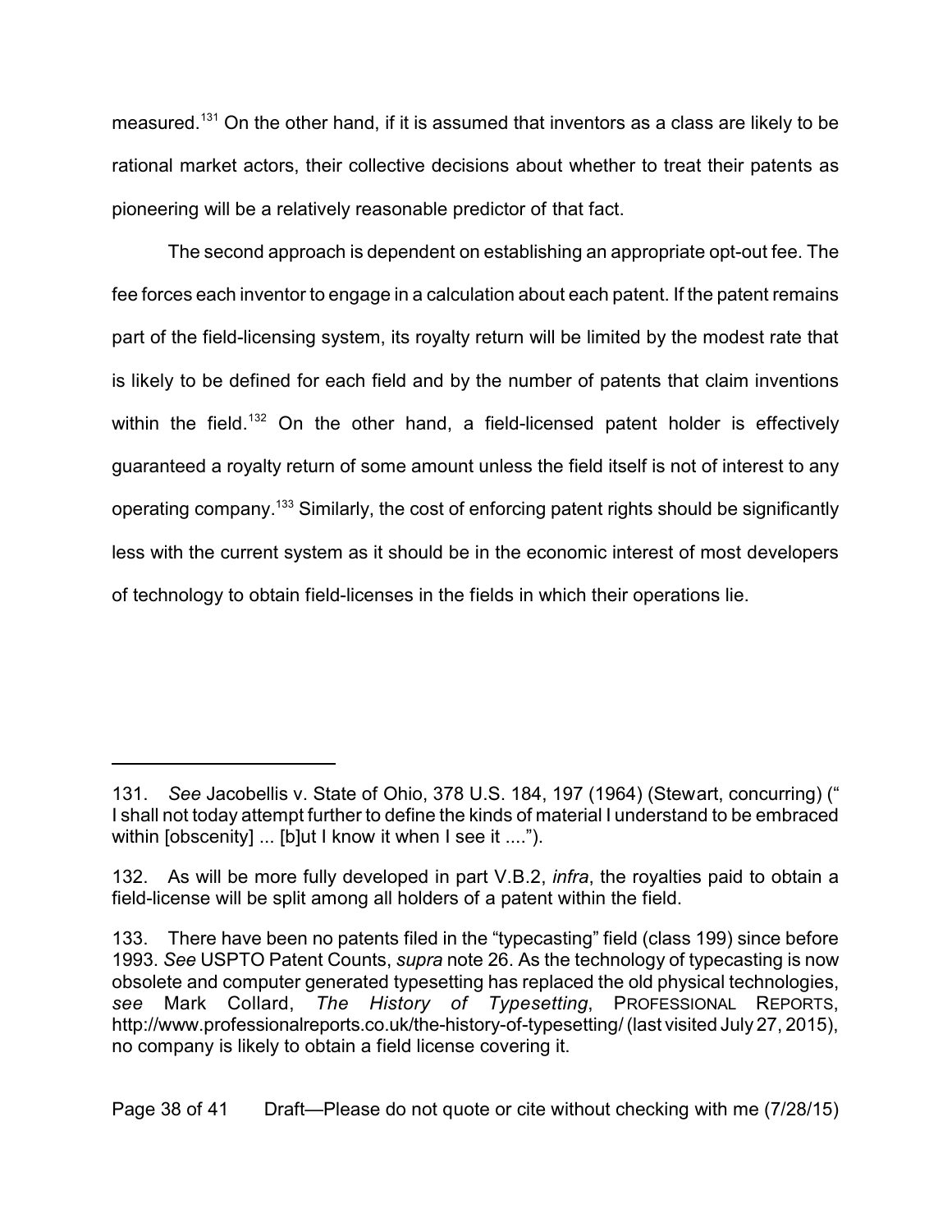measured.[131] On the other hand, if it is assumed that inventors as a class are likely to be rational market actors, their collective decisions about whether to treat their patents as pioneering will be a relatively reasonable predictor of that fact.

The second approach is dependent on establishing an appropriate opt-out fee. The fee forces each inventor to engage in a calculation about each patent. If the patent remains part of the field-licensing system, its royalty return will be limited by the modest rate that is likely to be defined for each field and by the number of patents that claim inventions within the field.[132] On the other hand, a field-licensed patent holder is effectively guaranteed a royalty return of some amount unless the field itself is not of interest to any operating company.[133] Similarly, the cost of enforcing patent rights should be significantly less with the current system as it should be in the economic interest of most developers of technology to obtain field-licenses in the fields in which their operations lie.

---

131. *See* Jacobellis v. State of Ohio, 378 U.S. 184, 197 (1964) (Stewart, concurring) (" I shall not today attempt further to define the kinds of material I understand to be embraced within [obscenity] ... [b]ut I know it when I see it ....").

132. As will be more fully developed in part V.B.2, *infra*, the royalties paid to obtain a field-license will be split among all holders of a patent within the field.

133. There have been no patents filed in the "typecasting" field (class 199) since before 1993. *See* USPTO Patent Counts, *supra* note 26. As the technology of typecasting is now obsolete and computer generated typesetting has replaced the old physical technologies, *see* Mark Collard, *The History of Typesetting*, PROFESSIONAL REPORTS, http://www.professionalreports.co.uk/the-history-of-typesetting/ (last visited July 27, 2015), no company is likely to obtain a field license covering it.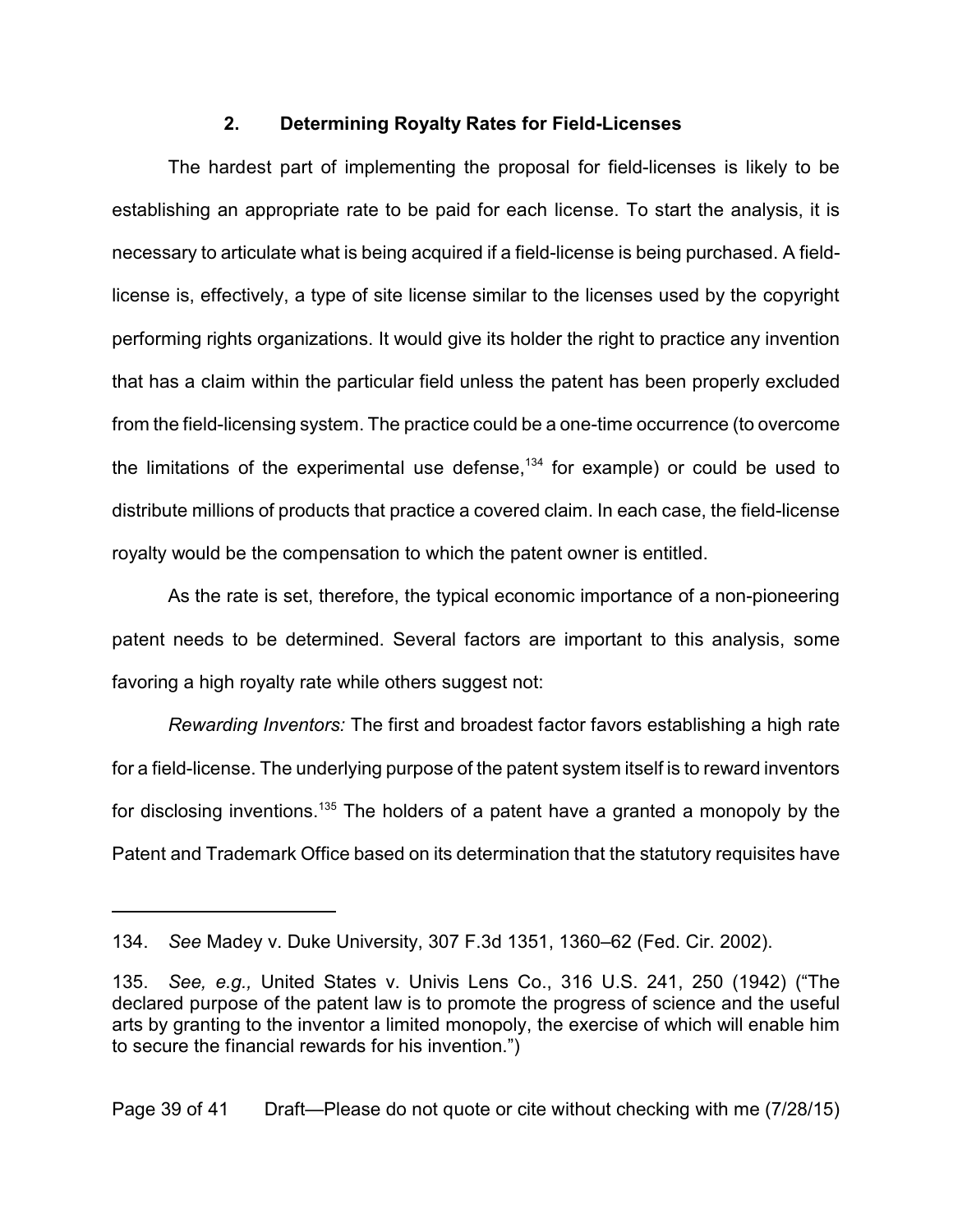### 2. Determining Royalty Rates for Field-Licenses

The hardest part of implementing the proposal for field-licenses is likely to be establishing an appropriate rate to be paid for each license. To start the analysis, it is necessary to articulate what is being acquired if a field-license is being purchased. A field-license is, effectively, a type of site license similar to the licenses used by the copyright performing rights organizations. It would give its holder the right to practice any invention that has a claim within the particular field unless the patent has been properly excluded from the field-licensing system. The practice could be a one-time occurrence (to overcome the limitations of the experimental use defense,[134] for example) or could be used to distribute millions of products that practice a covered claim. In each case, the field-license royalty would be the compensation to which the patent owner is entitled.

As the rate is set, therefore, the typical economic importance of a non-pioneering patent needs to be determined. Several factors are important to this analysis, some favoring a high royalty rate while others suggest not:

*Rewarding Inventors:* The first and broadest factor favors establishing a high rate for a field-license. The underlying purpose of the patent system itself is to reward inventors for disclosing inventions.[135] The holders of a patent have a granted a monopoly by the Patent and Trademark Office based on its determination that the statutory requisites have

---

134. *See* Madey v. Duke University, 307 F.3d 1351, 1360–62 (Fed. Cir. 2002).

135. *See, e.g.,* United States v. Univis Lens Co., 316 U.S. 241, 250 (1942) ("The declared purpose of the patent law is to promote the progress of science and the useful arts by granting to the inventor a limited monopoly, the exercise of which will enable him to secure the financial rewards for his invention.")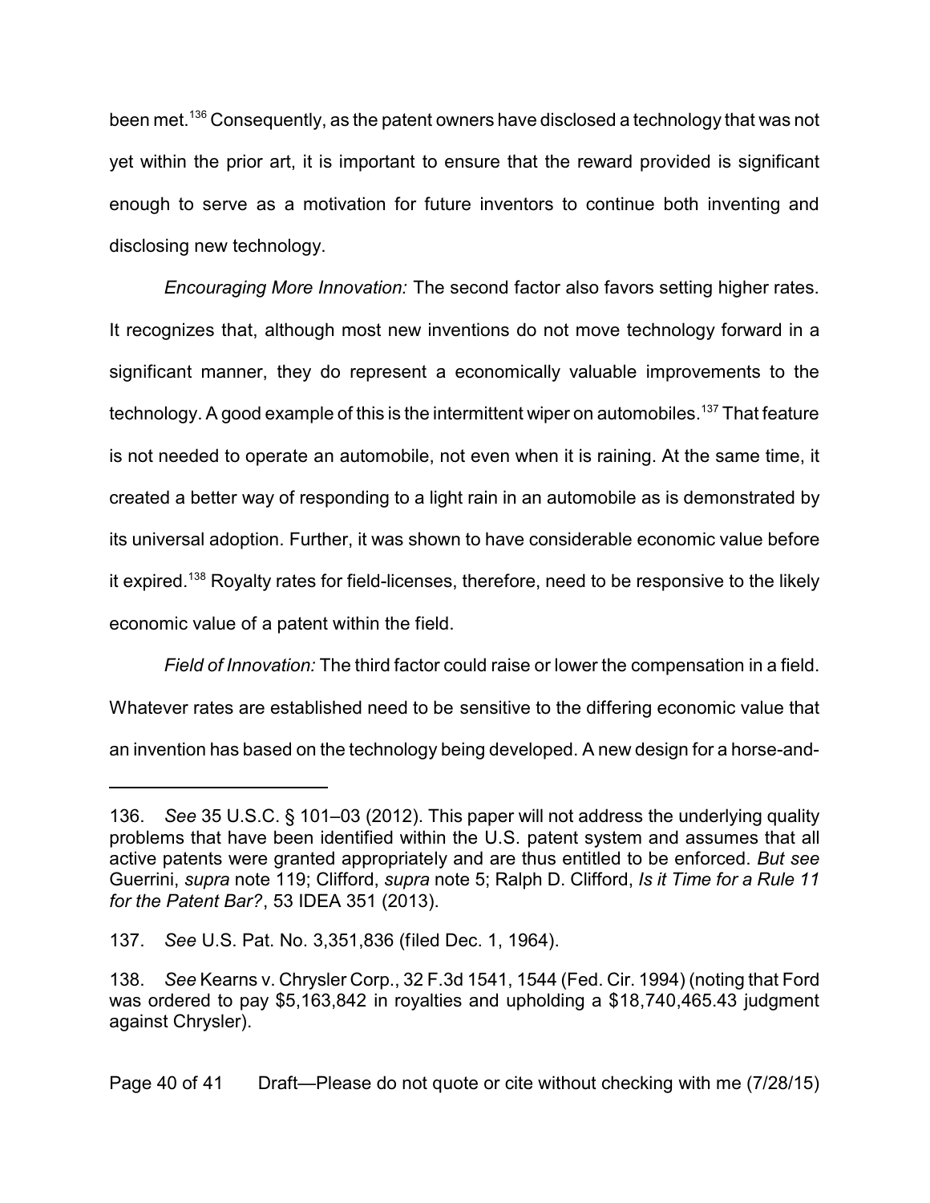been met.[136] Consequently, as the patent owners have disclosed a technology that was not yet within the prior art, it is important to ensure that the reward provided is significant enough to serve as a motivation for future inventors to continue both inventing and disclosing new technology.

*Encouraging More Innovation:* The second factor also favors setting higher rates. It recognizes that, although most new inventions do not move technology forward in a significant manner, they do represent a economically valuable improvements to the technology. A good example of this is the intermittent wiper on automobiles.[137] That feature is not needed to operate an automobile, not even when it is raining. At the same time, it created a better way of responding to a light rain in an automobile as is demonstrated by its universal adoption. Further, it was shown to have considerable economic value before it expired.[138] Royalty rates for field-licenses, therefore, need to be responsive to the likely economic value of a patent within the field.

*Field of Innovation:* The third factor could raise or lower the compensation in a field. Whatever rates are established need to be sensitive to the differing economic value that an invention has based on the technology being developed. A new design for a horse-and-

---

136. *See* 35 U.S.C. § 101–03 (2012). This paper will not address the underlying quality problems that have been identified within the U.S. patent system and assumes that all active patents were granted appropriately and are thus entitled to be enforced. *But see* Guerrini, *supra* note 119; Clifford, *supra* note 5; Ralph D. Clifford, *Is it Time for a Rule 11 for the Patent Bar?*, 53 IDEA 351 (2013).

137. *See* U.S. Pat. No. 3,351,836 (filed Dec. 1, 1964).

138. *See* Kearns v. Chrysler Corp., 32 F.3d 1541, 1544 (Fed. Cir. 1994) (noting that Ford was ordered to pay $5,163,842 in royalties and upholding a $18,740,465.43 judgment against Chrysler).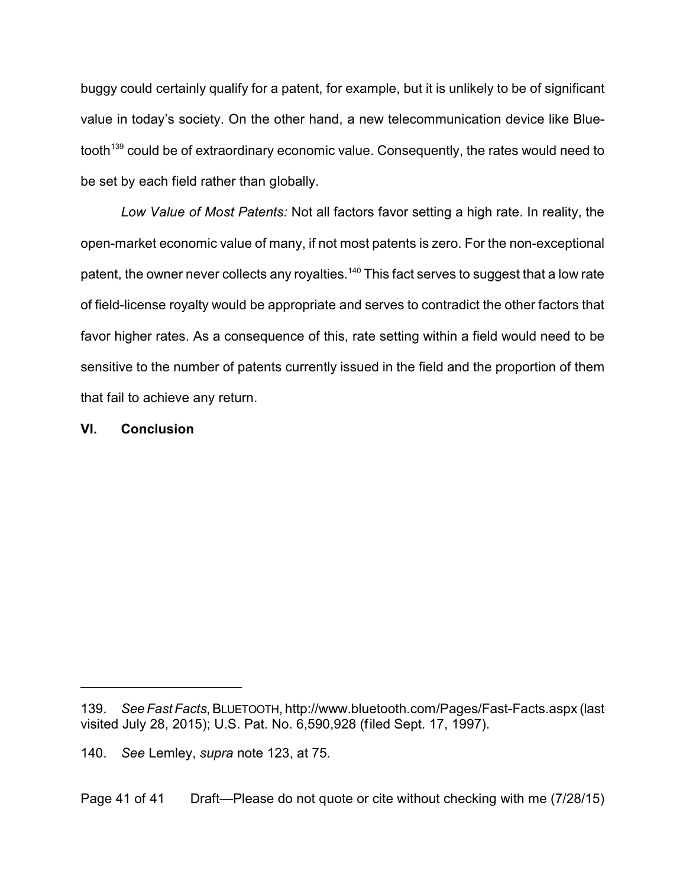buggy could certainly qualify for a patent, for example, but it is unlikely to be of significant value in today's society. On the other hand, a new telecommunication device like Bluetooth[139] could be of extraordinary economic value. Consequently, the rates would need to be set by each field rather than globally.

*Low Value of Most Patents:* Not all factors favor setting a high rate. In reality, the open-market economic value of many, if not most patents is zero. For the non-exceptional patent, the owner never collects any royalties.[140] This fact serves to suggest that a low rate of field-license royalty would be appropriate and serves to contradict the other factors that favor higher rates. As a consequence of this, rate setting within a field would need to be sensitive to the number of patents currently issued in the field and the proportion of them that fail to achieve any return.

## VI. Conclusion

---

139. *See Fast Facts*, BLUETOOTH, http://www.bluetooth.com/Pages/Fast-Facts.aspx (last visited July 28, 2015); U.S. Pat. No. 6,590,928 (filed Sept. 17, 1997).

140. *See* Lemley, *supra* note 123, at 75.